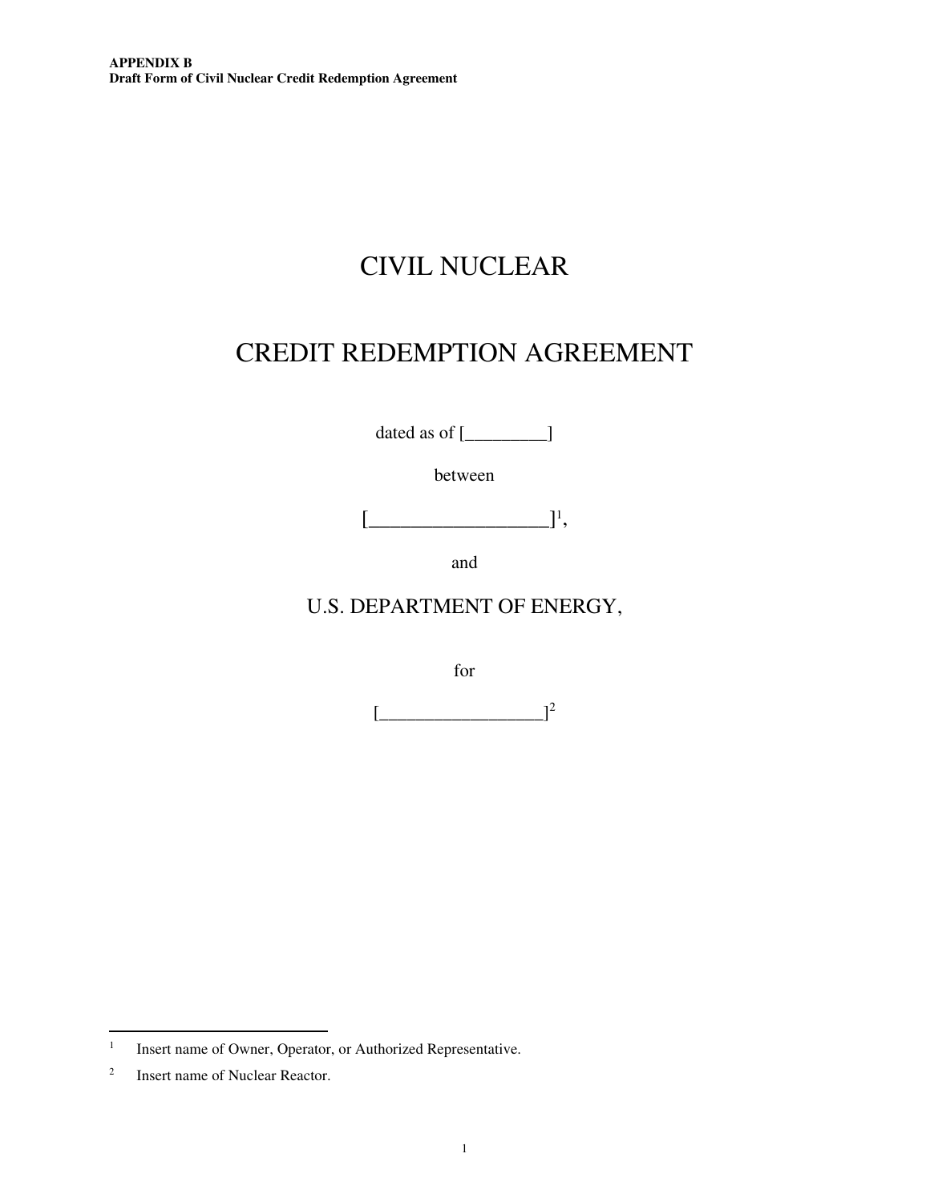**APPENDIX B**
**Draft Form of Civil Nuclear Credit Redemption Agreement**

# CIVIL NUCLEAR

# CREDIT REDEMPTION AGREEMENT

dated as of [_________]

between

[___________________][1],

and

U.S. DEPARTMENT OF ENERGY,

for

[__________________][2]

---

[1] Insert name of Owner, Operator, or Authorized Representative.

[2] Insert name of Nuclear Reactor.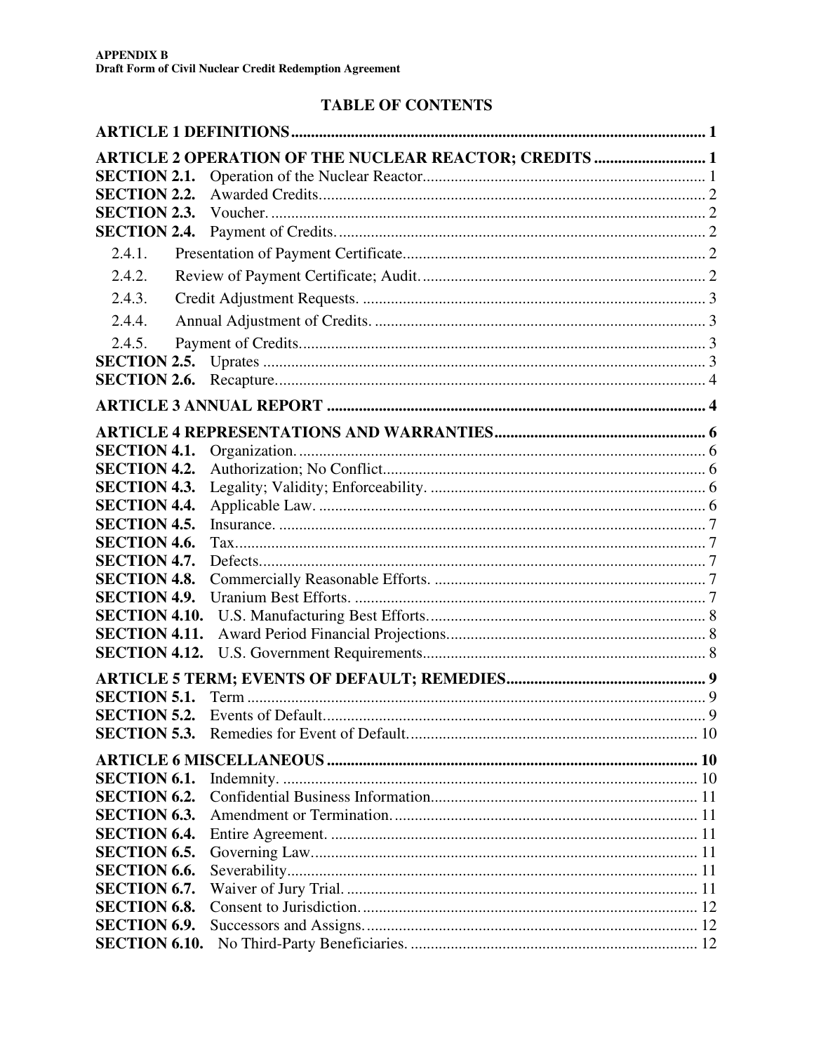**APPENDIX B**
**Draft Form of Civil Nuclear Credit Redemption Agreement**

# TABLE OF CONTENTS

**ARTICLE 1 DEFINITIONS** ........ 1

**ARTICLE 2 OPERATION OF THE NUCLEAR REACTOR; CREDITS** ........ 1

- **SECTION 2.1.** Operation of the Nuclear Reactor ........ 1
- **SECTION 2.2.** Awarded Credits ........ 2
- **SECTION 2.3.** Voucher. ........ 2
- **SECTION 2.4.** Payment of Credits. ........ 2
  - 2.4.1. Presentation of Payment Certificate ........ 2
  - 2.4.2. Review of Payment Certificate; Audit. ........ 2
  - 2.4.3. Credit Adjustment Requests. ........ 3
  - 2.4.4. Annual Adjustment of Credits. ........ 3
  - 2.4.5. Payment of Credits. ........ 3
- **SECTION 2.5.** Uprates ........ 3
- **SECTION 2.6.** Recapture ........ 4

**ARTICLE 3 ANNUAL REPORT** ........ 4

**ARTICLE 4 REPRESENTATIONS AND WARRANTIES** ........ 6

- **SECTION 4.1.** Organization. ........ 6
- **SECTION 4.2.** Authorization; No Conflict ........ 6
- **SECTION 4.3.** Legality; Validity; Enforceability. ........ 6
- **SECTION 4.4.** Applicable Law. ........ 6
- **SECTION 4.5.** Insurance. ........ 7
- **SECTION 4.6.** Tax ........ 7
- **SECTION 4.7.** Defects ........ 7
- **SECTION 4.8.** Commercially Reasonable Efforts. ........ 7
- **SECTION 4.9.** Uranium Best Efforts. ........ 7
- **SECTION 4.10.** U.S. Manufacturing Best Efforts. ........ 8
- **SECTION 4.11.** Award Period Financial Projections. ........ 8
- **SECTION 4.12.** U.S. Government Requirements ........ 8

**ARTICLE 5 TERM; EVENTS OF DEFAULT; REMEDIES** ........ 9

- **SECTION 5.1.** Term ........ 9
- **SECTION 5.2.** Events of Default ........ 9
- **SECTION 5.3.** Remedies for Event of Default. ........ 10

**ARTICLE 6 MISCELLANEOUS** ........ 10

- **SECTION 6.1.** Indemnity. ........ 10
- **SECTION 6.2.** Confidential Business Information ........ 11
- **SECTION 6.3.** Amendment or Termination. ........ 11
- **SECTION 6.4.** Entire Agreement. ........ 11
- **SECTION 6.5.** Governing Law ........ 11
- **SECTION 6.6.** Severability ........ 11
- **SECTION 6.7.** Waiver of Jury Trial. ........ 11
- **SECTION 6.8.** Consent to Jurisdiction. ........ 12
- **SECTION 6.9.** Successors and Assigns. ........ 12
- **SECTION 6.10.** No Third-Party Beneficiaries. ........ 12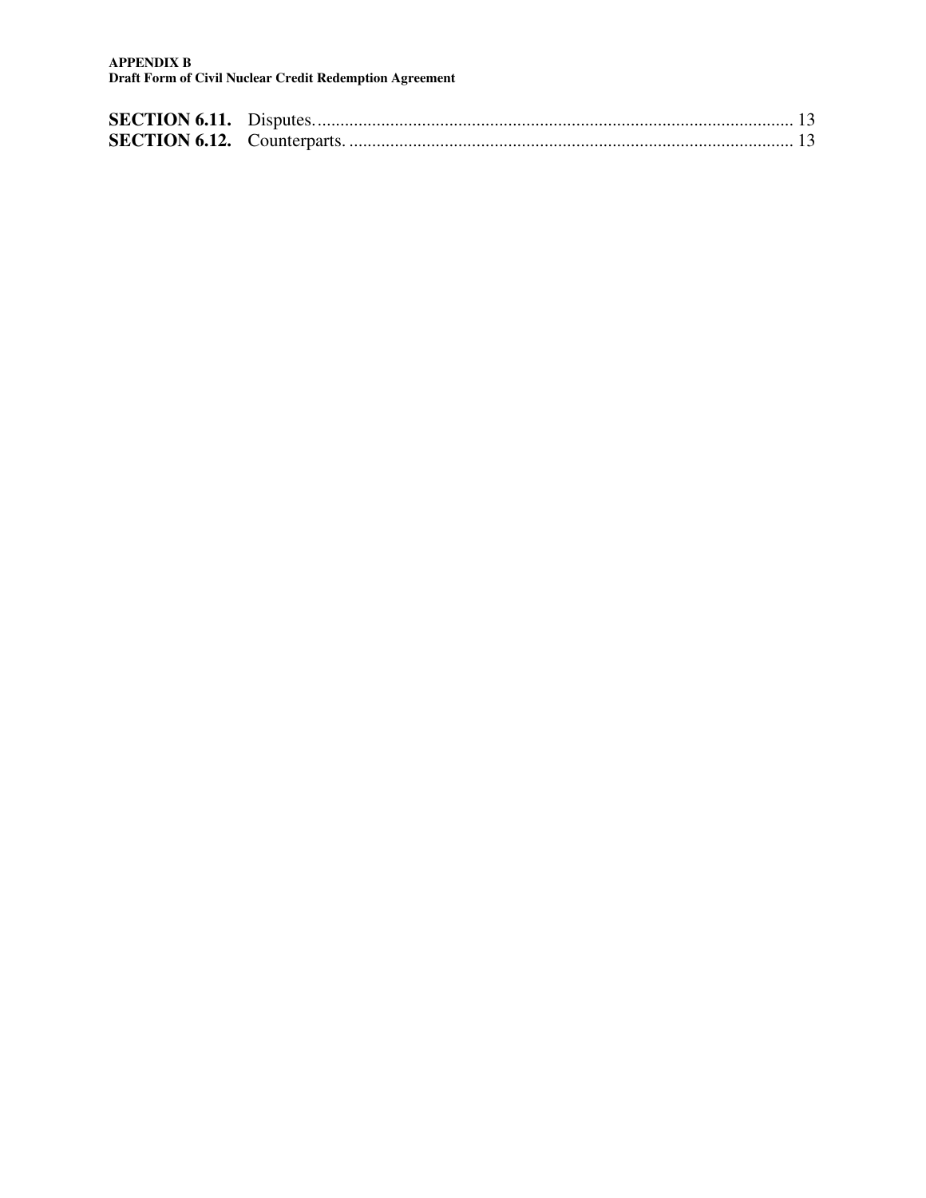| | | |
|---|---|---|
| **SECTION 6.11.** | Disputes. | 13 |
| **SECTION 6.12.** | Counterparts. | 13 |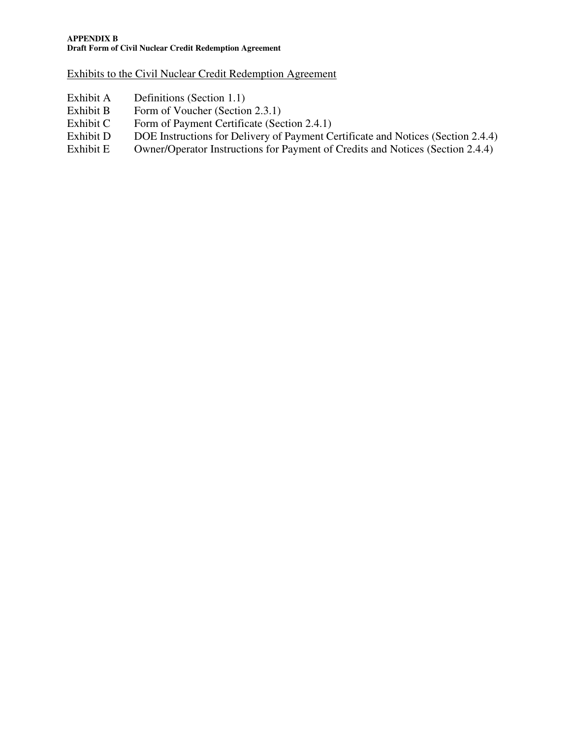**APPENDIX B**
**Draft Form of Civil Nuclear Credit Redemption Agreement**

Exhibits to the Civil Nuclear Credit Redemption Agreement

| | |
|---|---|
| Exhibit A | Definitions (Section 1.1) |
| Exhibit B | Form of Voucher (Section 2.3.1) |
| Exhibit C | Form of Payment Certificate (Section 2.4.1) |
| Exhibit D | DOE Instructions for Delivery of Payment Certificate and Notices (Section 2.4.4) |
| Exhibit E | Owner/Operator Instructions for Payment of Credits and Notices (Section 2.4.4) |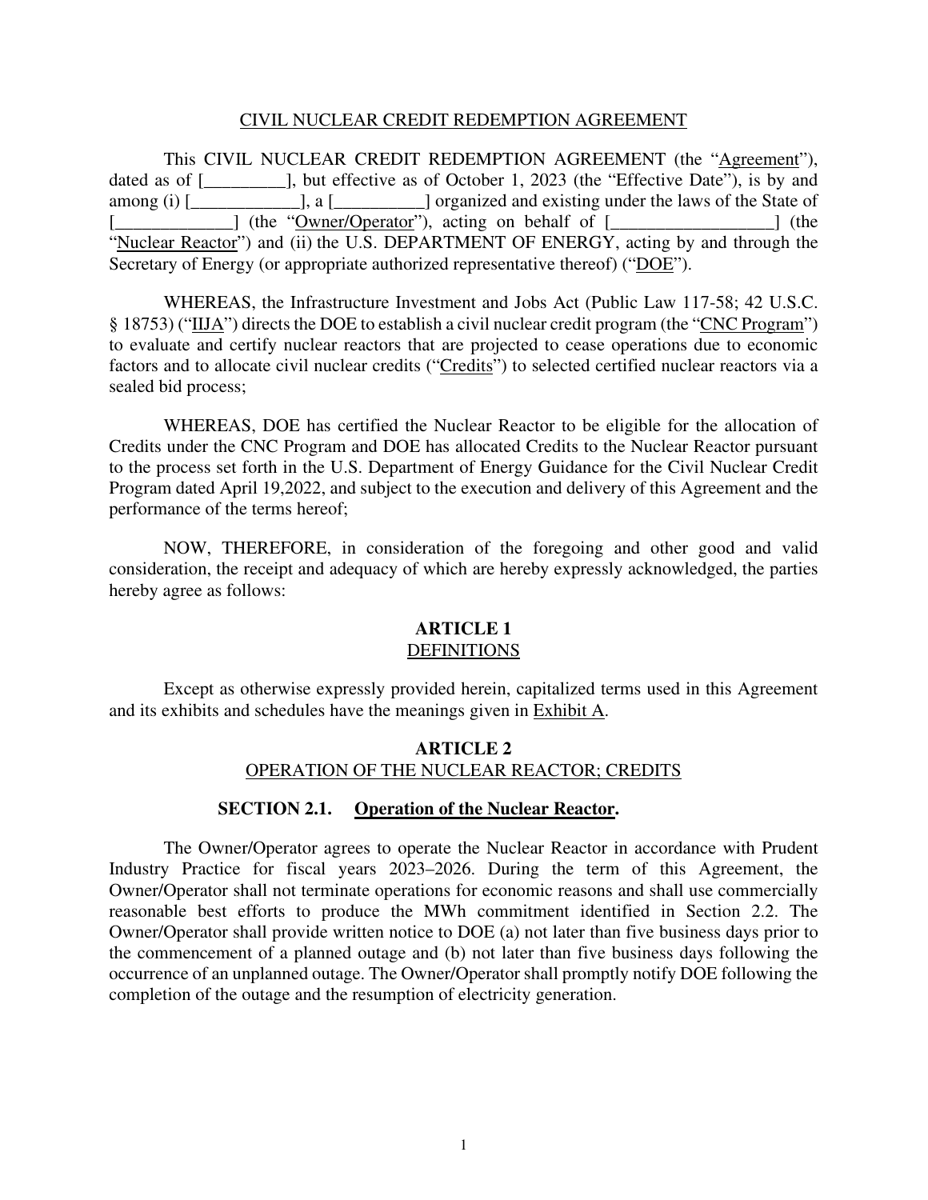CIVIL NUCLEAR CREDIT REDEMPTION AGREEMENT

This CIVIL NUCLEAR CREDIT REDEMPTION AGREEMENT (the "Agreement"), dated as of [_________], but effective as of October 1, 2023 (the "Effective Date"), is by and among (i) [____________], a [__________] organized and existing under the laws of the State of [_____________] (the "Owner/Operator"), acting on behalf of [__________________] (the "Nuclear Reactor") and (ii) the U.S. DEPARTMENT OF ENERGY, acting by and through the Secretary of Energy (or appropriate authorized representative thereof) ("DOE").

WHEREAS, the Infrastructure Investment and Jobs Act (Public Law 117-58; 42 U.S.C. § 18753) ("IIJA") directs the DOE to establish a civil nuclear credit program (the "CNC Program") to evaluate and certify nuclear reactors that are projected to cease operations due to economic factors and to allocate civil nuclear credits ("Credits") to selected certified nuclear reactors via a sealed bid process;

WHEREAS, DOE has certified the Nuclear Reactor to be eligible for the allocation of Credits under the CNC Program and DOE has allocated Credits to the Nuclear Reactor pursuant to the process set forth in the U.S. Department of Energy Guidance for the Civil Nuclear Credit Program dated April 19,2022, and subject to the execution and delivery of this Agreement and the performance of the terms hereof;

NOW, THEREFORE, in consideration of the foregoing and other good and valid consideration, the receipt and adequacy of which are hereby expressly acknowledged, the parties hereby agree as follows:

## ARTICLE 1
## DEFINITIONS

Except as otherwise expressly provided herein, capitalized terms used in this Agreement and its exhibits and schedules have the meanings given in Exhibit A.

## ARTICLE 2
## OPERATION OF THE NUCLEAR REACTOR; CREDITS

### SECTION 2.1. Operation of the Nuclear Reactor.

The Owner/Operator agrees to operate the Nuclear Reactor in accordance with Prudent Industry Practice for fiscal years 2023–2026. During the term of this Agreement, the Owner/Operator shall not terminate operations for economic reasons and shall use commercially reasonable best efforts to produce the MWh commitment identified in Section 2.2. The Owner/Operator shall provide written notice to DOE (a) not later than five business days prior to the commencement of a planned outage and (b) not later than five business days following the occurrence of an unplanned outage. The Owner/Operator shall promptly notify DOE following the completion of the outage and the resumption of electricity generation.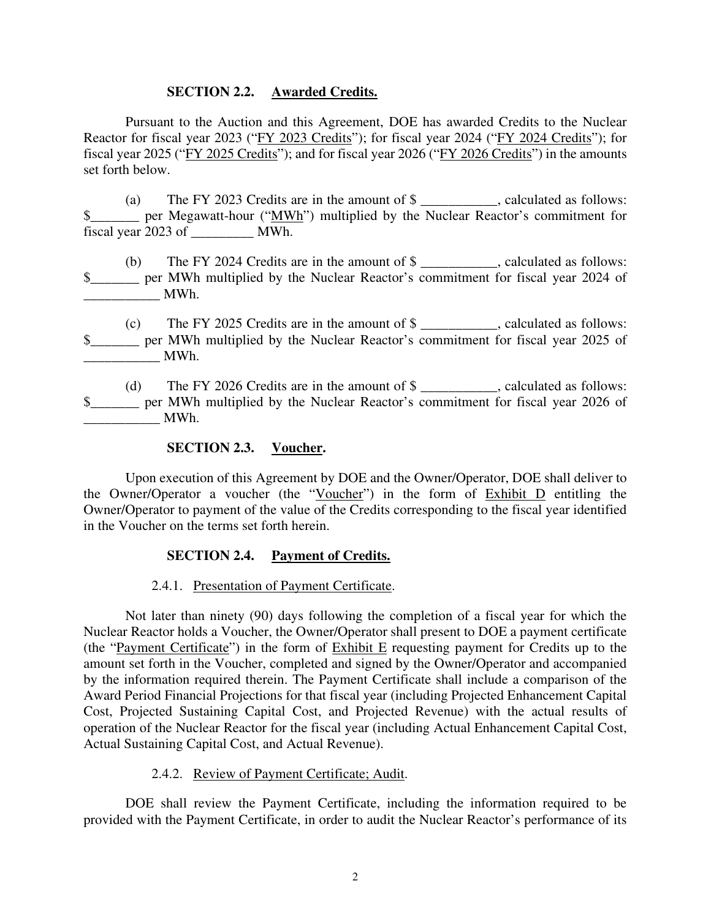**SECTION 2.2. Awarded Credits.**

Pursuant to the Auction and this Agreement, DOE has awarded Credits to the Nuclear Reactor for fiscal year 2023 ("FY 2023 Credits"); for fiscal year 2024 ("FY 2024 Credits"); for fiscal year 2025 ("FY 2025 Credits"); and for fiscal year 2026 ("FY 2026 Credits") in the amounts set forth below.

(a) The FY 2023 Credits are in the amount of $ ___________, calculated as follows: $_______ per Megawatt-hour ("MWh") multiplied by the Nuclear Reactor's commitment for fiscal year 2023 of _________ MWh.

(b) The FY 2024 Credits are in the amount of $ ___________, calculated as follows: $_______ per MWh multiplied by the Nuclear Reactor's commitment for fiscal year 2024 of ___________ MWh.

(c) The FY 2025 Credits are in the amount of $ ___________, calculated as follows: $_______ per MWh multiplied by the Nuclear Reactor's commitment for fiscal year 2025 of ___________ MWh.

(d) The FY 2026 Credits are in the amount of $ ___________, calculated as follows: $_______ per MWh multiplied by the Nuclear Reactor's commitment for fiscal year 2026 of ___________ MWh.

**SECTION 2.3. Voucher.**

Upon execution of this Agreement by DOE and the Owner/Operator, DOE shall deliver to the Owner/Operator a voucher (the "Voucher") in the form of Exhibit D entitling the Owner/Operator to payment of the value of the Credits corresponding to the fiscal year identified in the Voucher on the terms set forth herein.

**SECTION 2.4. Payment of Credits.**

2.4.1. Presentation of Payment Certificate.

Not later than ninety (90) days following the completion of a fiscal year for which the Nuclear Reactor holds a Voucher, the Owner/Operator shall present to DOE a payment certificate (the "Payment Certificate") in the form of Exhibit E requesting payment for Credits up to the amount set forth in the Voucher, completed and signed by the Owner/Operator and accompanied by the information required therein. The Payment Certificate shall include a comparison of the Award Period Financial Projections for that fiscal year (including Projected Enhancement Capital Cost, Projected Sustaining Capital Cost, and Projected Revenue) with the actual results of operation of the Nuclear Reactor for the fiscal year (including Actual Enhancement Capital Cost, Actual Sustaining Capital Cost, and Actual Revenue).

2.4.2. Review of Payment Certificate; Audit.

DOE shall review the Payment Certificate, including the information required to be provided with the Payment Certificate, in order to audit the Nuclear Reactor's performance of its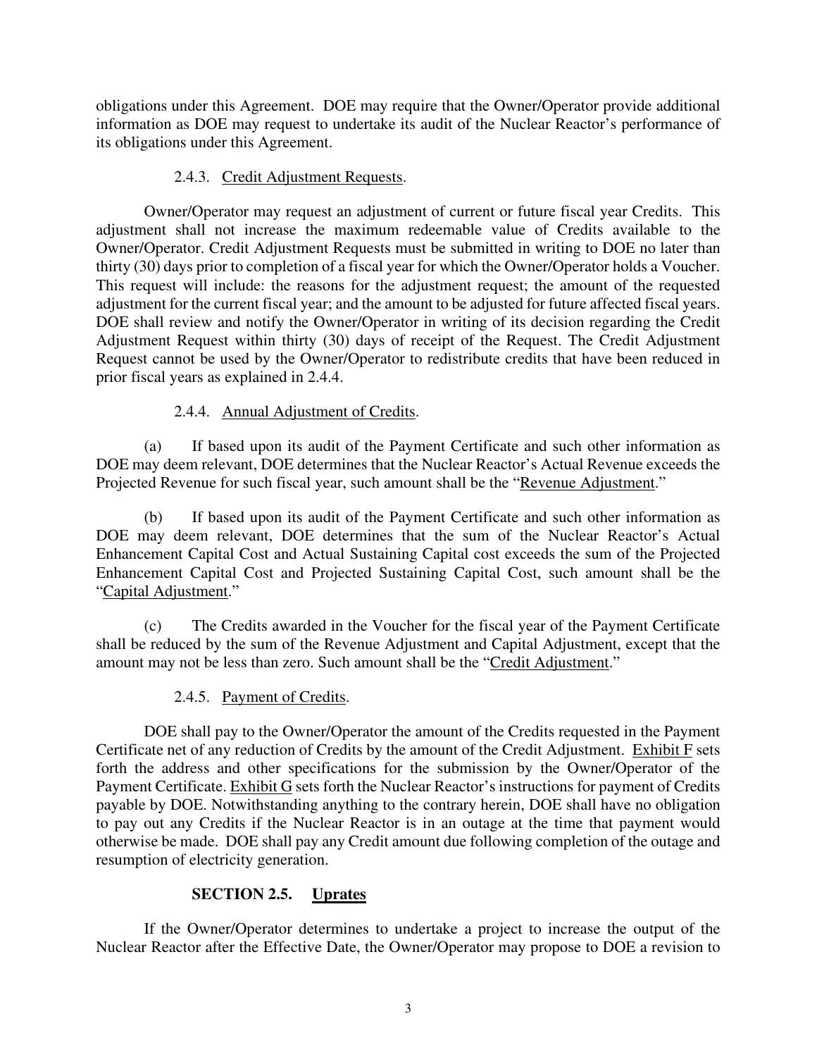obligations under this Agreement. DOE may require that the Owner/Operator provide additional information as DOE may request to undertake its audit of the Nuclear Reactor's performance of its obligations under this Agreement.

2.4.3. Credit Adjustment Requests.

Owner/Operator may request an adjustment of current or future fiscal year Credits. This adjustment shall not increase the maximum redeemable value of Credits available to the Owner/Operator. Credit Adjustment Requests must be submitted in writing to DOE no later than thirty (30) days prior to completion of a fiscal year for which the Owner/Operator holds a Voucher. This request will include: the reasons for the adjustment request; the amount of the requested adjustment for the current fiscal year; and the amount to be adjusted for future affected fiscal years. DOE shall review and notify the Owner/Operator in writing of its decision regarding the Credit Adjustment Request within thirty (30) days of receipt of the Request. The Credit Adjustment Request cannot be used by the Owner/Operator to redistribute credits that have been reduced in prior fiscal years as explained in 2.4.4.

2.4.4. Annual Adjustment of Credits.

(a) If based upon its audit of the Payment Certificate and such other information as DOE may deem relevant, DOE determines that the Nuclear Reactor's Actual Revenue exceeds the Projected Revenue for such fiscal year, such amount shall be the "Revenue Adjustment."

(b) If based upon its audit of the Payment Certificate and such other information as DOE may deem relevant, DOE determines that the sum of the Nuclear Reactor's Actual Enhancement Capital Cost and Actual Sustaining Capital cost exceeds the sum of the Projected Enhancement Capital Cost and Projected Sustaining Capital Cost, such amount shall be the "Capital Adjustment."

(c) The Credits awarded in the Voucher for the fiscal year of the Payment Certificate shall be reduced by the sum of the Revenue Adjustment and Capital Adjustment, except that the amount may not be less than zero. Such amount shall be the "Credit Adjustment."

2.4.5. Payment of Credits.

DOE shall pay to the Owner/Operator the amount of the Credits requested in the Payment Certificate net of any reduction of Credits by the amount of the Credit Adjustment. Exhibit F sets forth the address and other specifications for the submission by the Owner/Operator of the Payment Certificate. Exhibit G sets forth the Nuclear Reactor's instructions for payment of Credits payable by DOE. Notwithstanding anything to the contrary herein, DOE shall have no obligation to pay out any Credits if the Nuclear Reactor is in an outage at the time that payment would otherwise be made. DOE shall pay any Credit amount due following completion of the outage and resumption of electricity generation.

### SECTION 2.5. Uprates

If the Owner/Operator determines to undertake a project to increase the output of the Nuclear Reactor after the Effective Date, the Owner/Operator may propose to DOE a revision to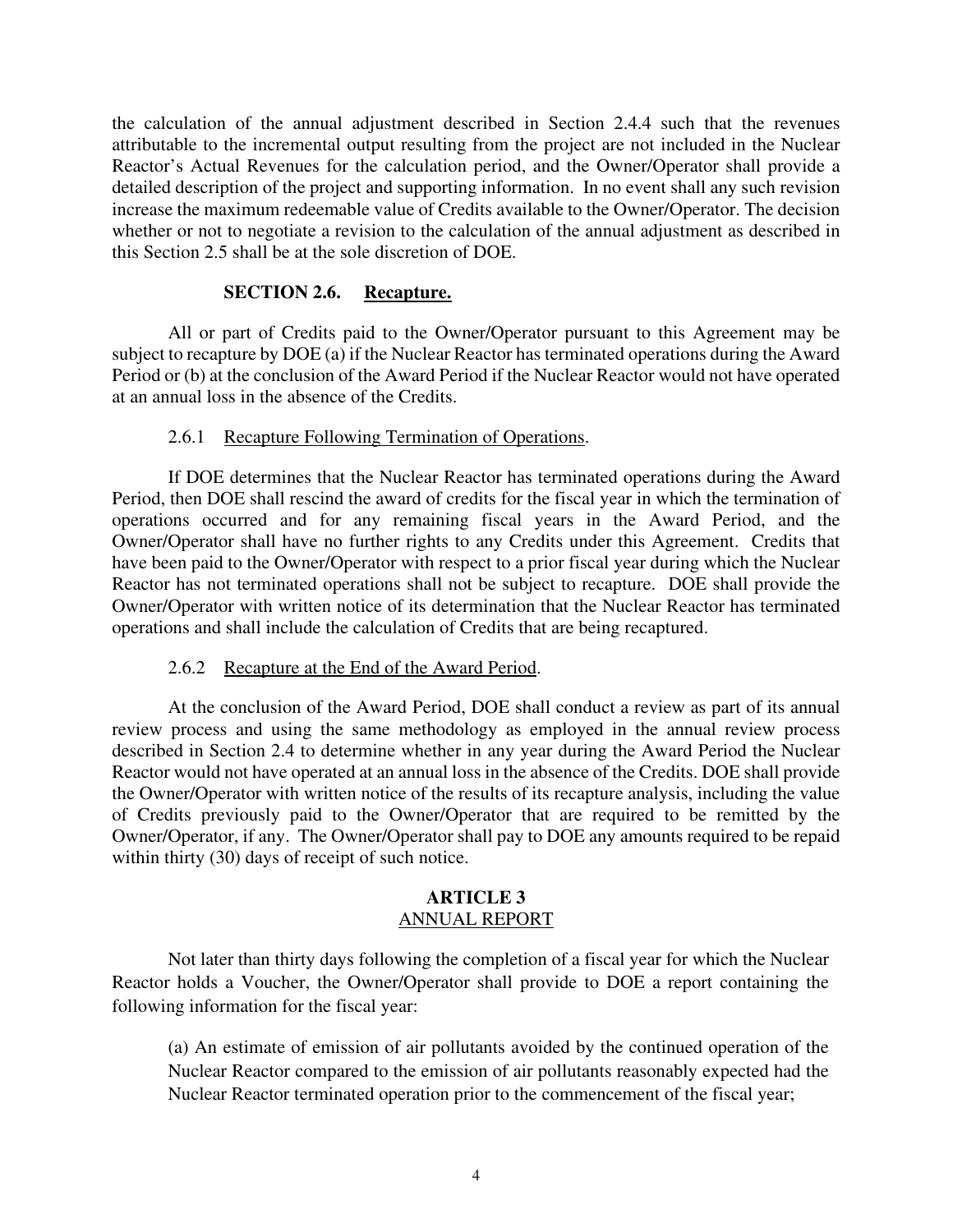the calculation of the annual adjustment described in Section 2.4.4 such that the revenues attributable to the incremental output resulting from the project are not included in the Nuclear Reactor's Actual Revenues for the calculation period, and the Owner/Operator shall provide a detailed description of the project and supporting information. In no event shall any such revision increase the maximum redeemable value of Credits available to the Owner/Operator. The decision whether or not to negotiate a revision to the calculation of the annual adjustment as described in this Section 2.5 shall be at the sole discretion of DOE.

### SECTION 2.6. Recapture.

All or part of Credits paid to the Owner/Operator pursuant to this Agreement may be subject to recapture by DOE (a) if the Nuclear Reactor has terminated operations during the Award Period or (b) at the conclusion of the Award Period if the Nuclear Reactor would not have operated at an annual loss in the absence of the Credits.

#### 2.6.1 Recapture Following Termination of Operations.

If DOE determines that the Nuclear Reactor has terminated operations during the Award Period, then DOE shall rescind the award of credits for the fiscal year in which the termination of operations occurred and for any remaining fiscal years in the Award Period, and the Owner/Operator shall have no further rights to any Credits under this Agreement. Credits that have been paid to the Owner/Operator with respect to a prior fiscal year during which the Nuclear Reactor has not terminated operations shall not be subject to recapture. DOE shall provide the Owner/Operator with written notice of its determination that the Nuclear Reactor has terminated operations and shall include the calculation of Credits that are being recaptured.

#### 2.6.2 Recapture at the End of the Award Period.

At the conclusion of the Award Period, DOE shall conduct a review as part of its annual review process and using the same methodology as employed in the annual review process described in Section 2.4 to determine whether in any year during the Award Period the Nuclear Reactor would not have operated at an annual loss in the absence of the Credits. DOE shall provide the Owner/Operator with written notice of the results of its recapture analysis, including the value of Credits previously paid to the Owner/Operator that are required to be remitted by the Owner/Operator, if any. The Owner/Operator shall pay to DOE any amounts required to be repaid within thirty (30) days of receipt of such notice.

## ARTICLE 3
## ANNUAL REPORT

Not later than thirty days following the completion of a fiscal year for which the Nuclear Reactor holds a Voucher, the Owner/Operator shall provide to DOE a report containing the following information for the fiscal year:

(a) An estimate of emission of air pollutants avoided by the continued operation of the Nuclear Reactor compared to the emission of air pollutants reasonably expected had the Nuclear Reactor terminated operation prior to the commencement of the fiscal year;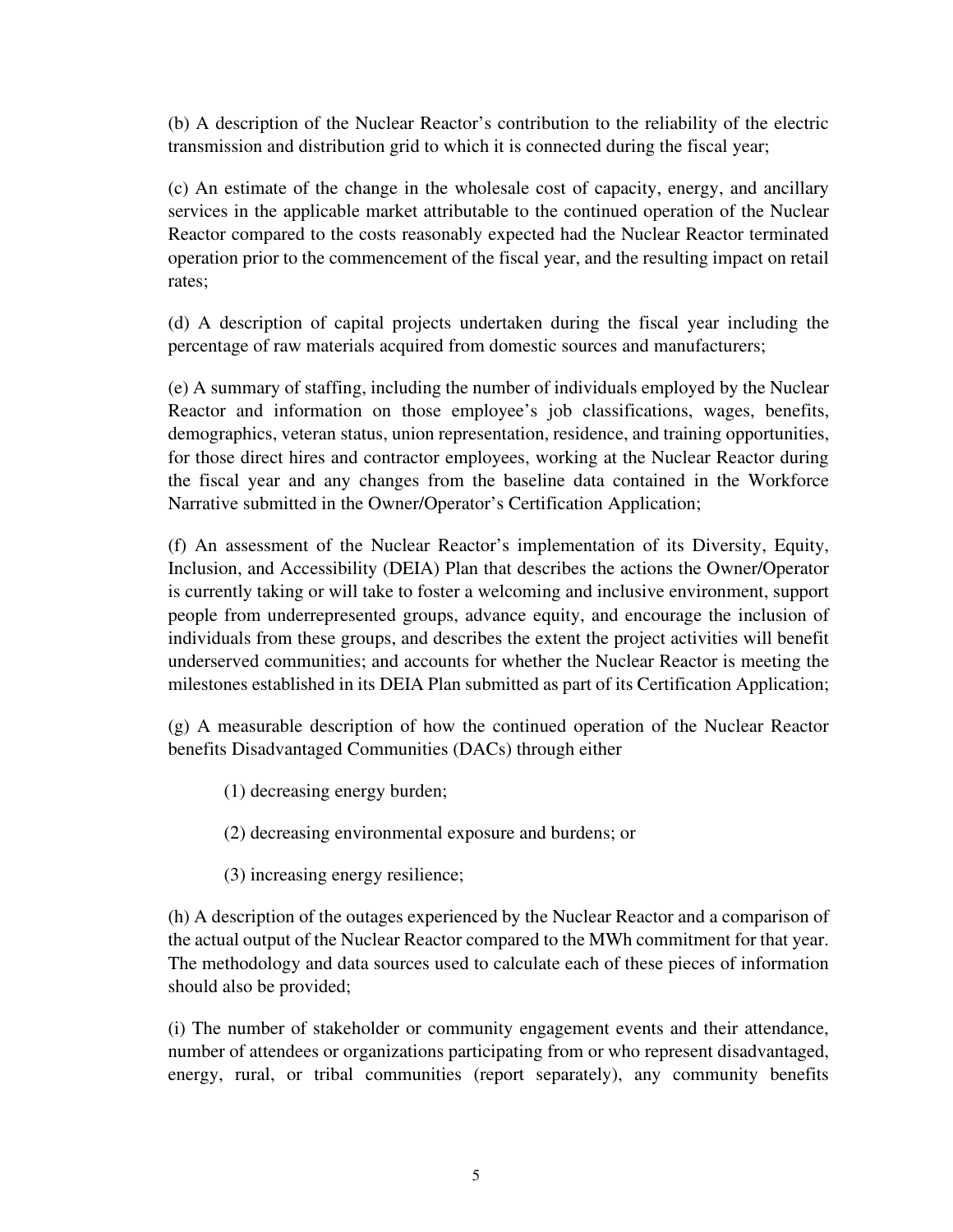(b) A description of the Nuclear Reactor's contribution to the reliability of the electric transmission and distribution grid to which it is connected during the fiscal year;

(c) An estimate of the change in the wholesale cost of capacity, energy, and ancillary services in the applicable market attributable to the continued operation of the Nuclear Reactor compared to the costs reasonably expected had the Nuclear Reactor terminated operation prior to the commencement of the fiscal year, and the resulting impact on retail rates;

(d) A description of capital projects undertaken during the fiscal year including the percentage of raw materials acquired from domestic sources and manufacturers;

(e) A summary of staffing, including the number of individuals employed by the Nuclear Reactor and information on those employee's job classifications, wages, benefits, demographics, veteran status, union representation, residence, and training opportunities, for those direct hires and contractor employees, working at the Nuclear Reactor during the fiscal year and any changes from the baseline data contained in the Workforce Narrative submitted in the Owner/Operator's Certification Application;

(f) An assessment of the Nuclear Reactor's implementation of its Diversity, Equity, Inclusion, and Accessibility (DEIA) Plan that describes the actions the Owner/Operator is currently taking or will take to foster a welcoming and inclusive environment, support people from underrepresented groups, advance equity, and encourage the inclusion of individuals from these groups, and describes the extent the project activities will benefit underserved communities; and accounts for whether the Nuclear Reactor is meeting the milestones established in its DEIA Plan submitted as part of its Certification Application;

(g) A measurable description of how the continued operation of the Nuclear Reactor benefits Disadvantaged Communities (DACs) through either

(1) decreasing energy burden;

(2) decreasing environmental exposure and burdens; or

(3) increasing energy resilience;

(h) A description of the outages experienced by the Nuclear Reactor and a comparison of the actual output of the Nuclear Reactor compared to the MWh commitment for that year. The methodology and data sources used to calculate each of these pieces of information should also be provided;

(i) The number of stakeholder or community engagement events and their attendance, number of attendees or organizations participating from or who represent disadvantaged, energy, rural, or tribal communities (report separately), any community benefits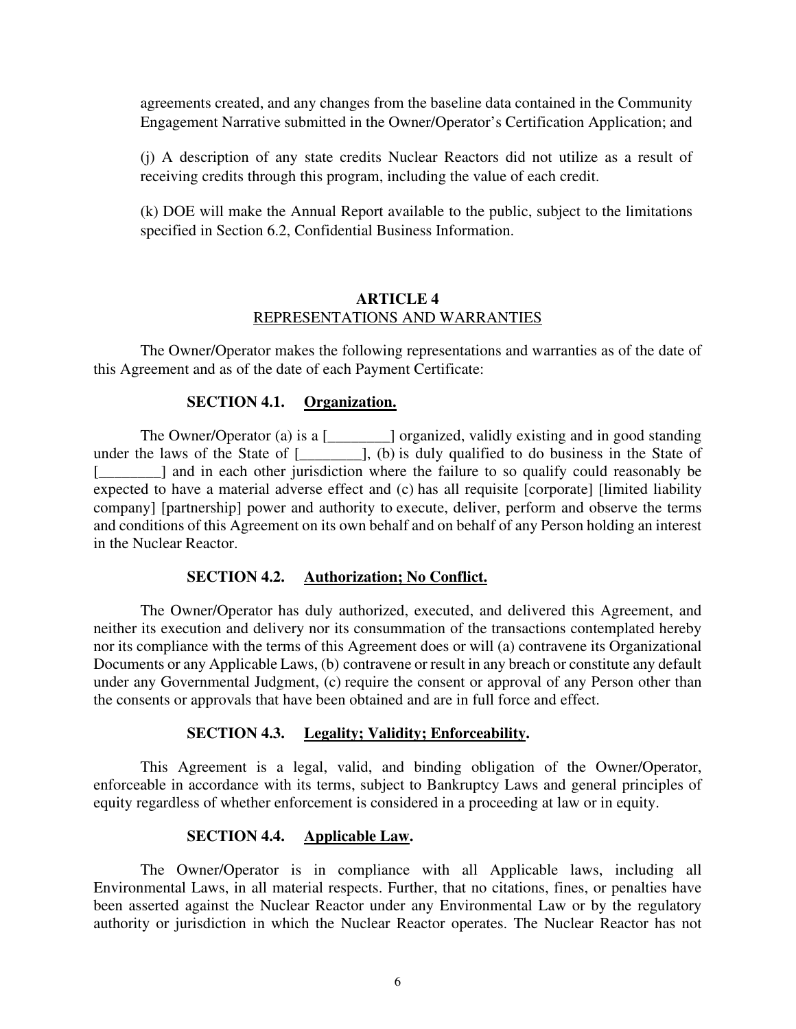agreements created, and any changes from the baseline data contained in the Community Engagement Narrative submitted in the Owner/Operator's Certification Application; and

(j) A description of any state credits Nuclear Reactors did not utilize as a result of receiving credits through this program, including the value of each credit.

(k) DOE will make the Annual Report available to the public, subject to the limitations specified in Section 6.2, Confidential Business Information.

## ARTICLE 4
## REPRESENTATIONS AND WARRANTIES

The Owner/Operator makes the following representations and warranties as of the date of this Agreement and as of the date of each Payment Certificate:

### SECTION 4.1. Organization.

The Owner/Operator (a) is a [________] organized, validly existing and in good standing under the laws of the State of [________], (b) is duly qualified to do business in the State of [________] and in each other jurisdiction where the failure to so qualify could reasonably be expected to have a material adverse effect and (c) has all requisite [corporate] [limited liability company] [partnership] power and authority to execute, deliver, perform and observe the terms and conditions of this Agreement on its own behalf and on behalf of any Person holding an interest in the Nuclear Reactor.

### SECTION 4.2. Authorization; No Conflict.

The Owner/Operator has duly authorized, executed, and delivered this Agreement, and neither its execution and delivery nor its consummation of the transactions contemplated hereby nor its compliance with the terms of this Agreement does or will (a) contravene its Organizational Documents or any Applicable Laws, (b) contravene or result in any breach or constitute any default under any Governmental Judgment, (c) require the consent or approval of any Person other than the consents or approvals that have been obtained and are in full force and effect.

### SECTION 4.3. Legality; Validity; Enforceability.

This Agreement is a legal, valid, and binding obligation of the Owner/Operator, enforceable in accordance with its terms, subject to Bankruptcy Laws and general principles of equity regardless of whether enforcement is considered in a proceeding at law or in equity.

### SECTION 4.4. Applicable Law.

The Owner/Operator is in compliance with all Applicable laws, including all Environmental Laws, in all material respects. Further, that no citations, fines, or penalties have been asserted against the Nuclear Reactor under any Environmental Law or by the regulatory authority or jurisdiction in which the Nuclear Reactor operates. The Nuclear Reactor has not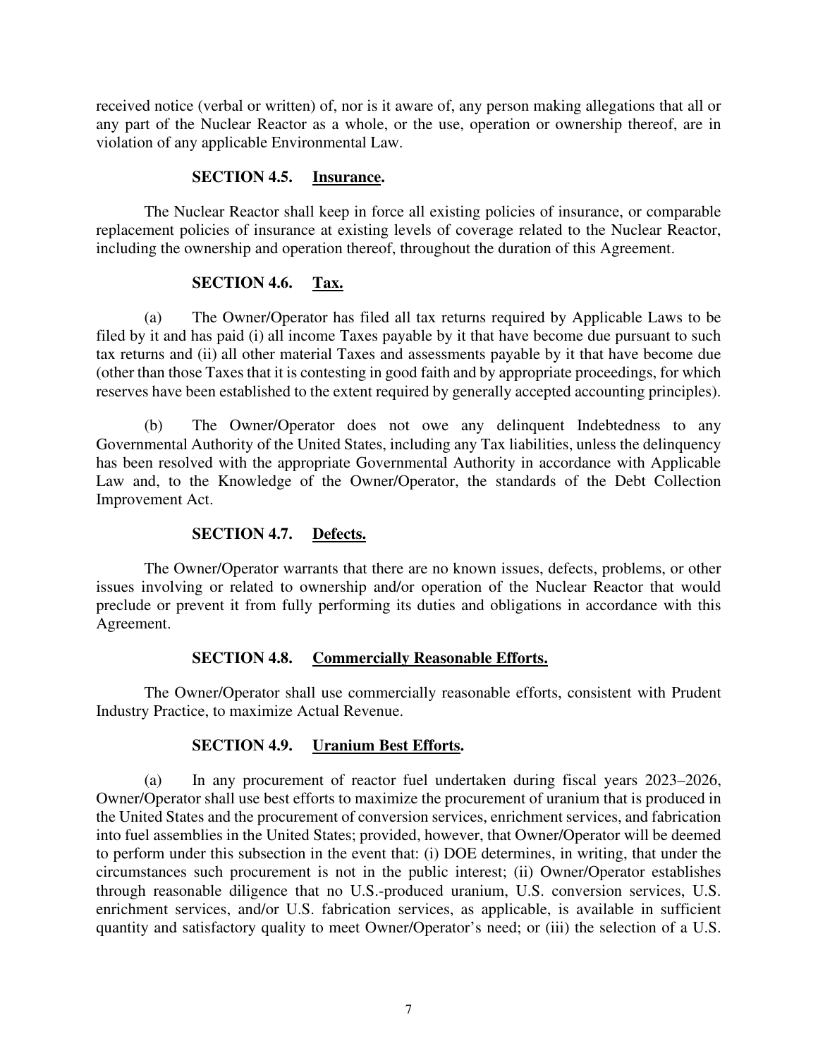received notice (verbal or written) of, nor is it aware of, any person making allegations that all or any part of the Nuclear Reactor as a whole, or the use, operation or ownership thereof, are in violation of any applicable Environmental Law.

### SECTION 4.5. Insurance.

The Nuclear Reactor shall keep in force all existing policies of insurance, or comparable replacement policies of insurance at existing levels of coverage related to the Nuclear Reactor, including the ownership and operation thereof, throughout the duration of this Agreement.

### SECTION 4.6. Tax.

(a) The Owner/Operator has filed all tax returns required by Applicable Laws to be filed by it and has paid (i) all income Taxes payable by it that have become due pursuant to such tax returns and (ii) all other material Taxes and assessments payable by it that have become due (other than those Taxes that it is contesting in good faith and by appropriate proceedings, for which reserves have been established to the extent required by generally accepted accounting principles).

(b) The Owner/Operator does not owe any delinquent Indebtedness to any Governmental Authority of the United States, including any Tax liabilities, unless the delinquency has been resolved with the appropriate Governmental Authority in accordance with Applicable Law and, to the Knowledge of the Owner/Operator, the standards of the Debt Collection Improvement Act.

### SECTION 4.7. Defects.

The Owner/Operator warrants that there are no known issues, defects, problems, or other issues involving or related to ownership and/or operation of the Nuclear Reactor that would preclude or prevent it from fully performing its duties and obligations in accordance with this Agreement.

### SECTION 4.8. Commercially Reasonable Efforts.

The Owner/Operator shall use commercially reasonable efforts, consistent with Prudent Industry Practice, to maximize Actual Revenue.

### SECTION 4.9. Uranium Best Efforts.

(a) In any procurement of reactor fuel undertaken during fiscal years 2023–2026, Owner/Operator shall use best efforts to maximize the procurement of uranium that is produced in the United States and the procurement of conversion services, enrichment services, and fabrication into fuel assemblies in the United States; provided, however, that Owner/Operator will be deemed to perform under this subsection in the event that: (i) DOE determines, in writing, that under the circumstances such procurement is not in the public interest; (ii) Owner/Operator establishes through reasonable diligence that no U.S.-produced uranium, U.S. conversion services, U.S. enrichment services, and/or U.S. fabrication services, as applicable, is available in sufficient quantity and satisfactory quality to meet Owner/Operator's need; or (iii) the selection of a U.S.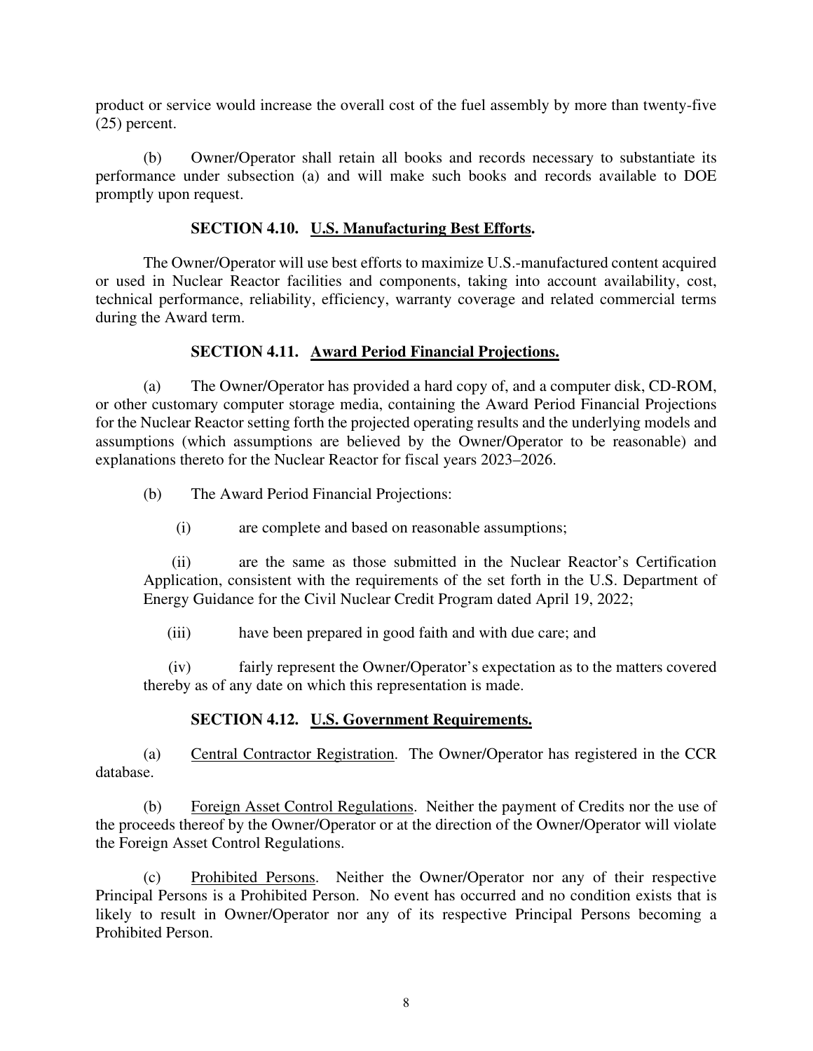product or service would increase the overall cost of the fuel assembly by more than twenty-five (25) percent.

(b) Owner/Operator shall retain all books and records necessary to substantiate its performance under subsection (a) and will make such books and records available to DOE promptly upon request.

### SECTION 4.10. U.S. Manufacturing Best Efforts.

The Owner/Operator will use best efforts to maximize U.S.-manufactured content acquired or used in Nuclear Reactor facilities and components, taking into account availability, cost, technical performance, reliability, efficiency, warranty coverage and related commercial terms during the Award term.

### SECTION 4.11. Award Period Financial Projections.

(a) The Owner/Operator has provided a hard copy of, and a computer disk, CD-ROM, or other customary computer storage media, containing the Award Period Financial Projections for the Nuclear Reactor setting forth the projected operating results and the underlying models and assumptions (which assumptions are believed by the Owner/Operator to be reasonable) and explanations thereto for the Nuclear Reactor for fiscal years 2023–2026.

(b) The Award Period Financial Projections:

(i) are complete and based on reasonable assumptions;

(ii) are the same as those submitted in the Nuclear Reactor's Certification Application, consistent with the requirements of the set forth in the U.S. Department of Energy Guidance for the Civil Nuclear Credit Program dated April 19, 2022;

(iii) have been prepared in good faith and with due care; and

(iv) fairly represent the Owner/Operator's expectation as to the matters covered thereby as of any date on which this representation is made.

### SECTION 4.12. U.S. Government Requirements.

(a) Central Contractor Registration. The Owner/Operator has registered in the CCR database.

(b) Foreign Asset Control Regulations. Neither the payment of Credits nor the use of the proceeds thereof by the Owner/Operator or at the direction of the Owner/Operator will violate the Foreign Asset Control Regulations.

(c) Prohibited Persons. Neither the Owner/Operator nor any of their respective Principal Persons is a Prohibited Person. No event has occurred and no condition exists that is likely to result in Owner/Operator nor any of its respective Principal Persons becoming a Prohibited Person.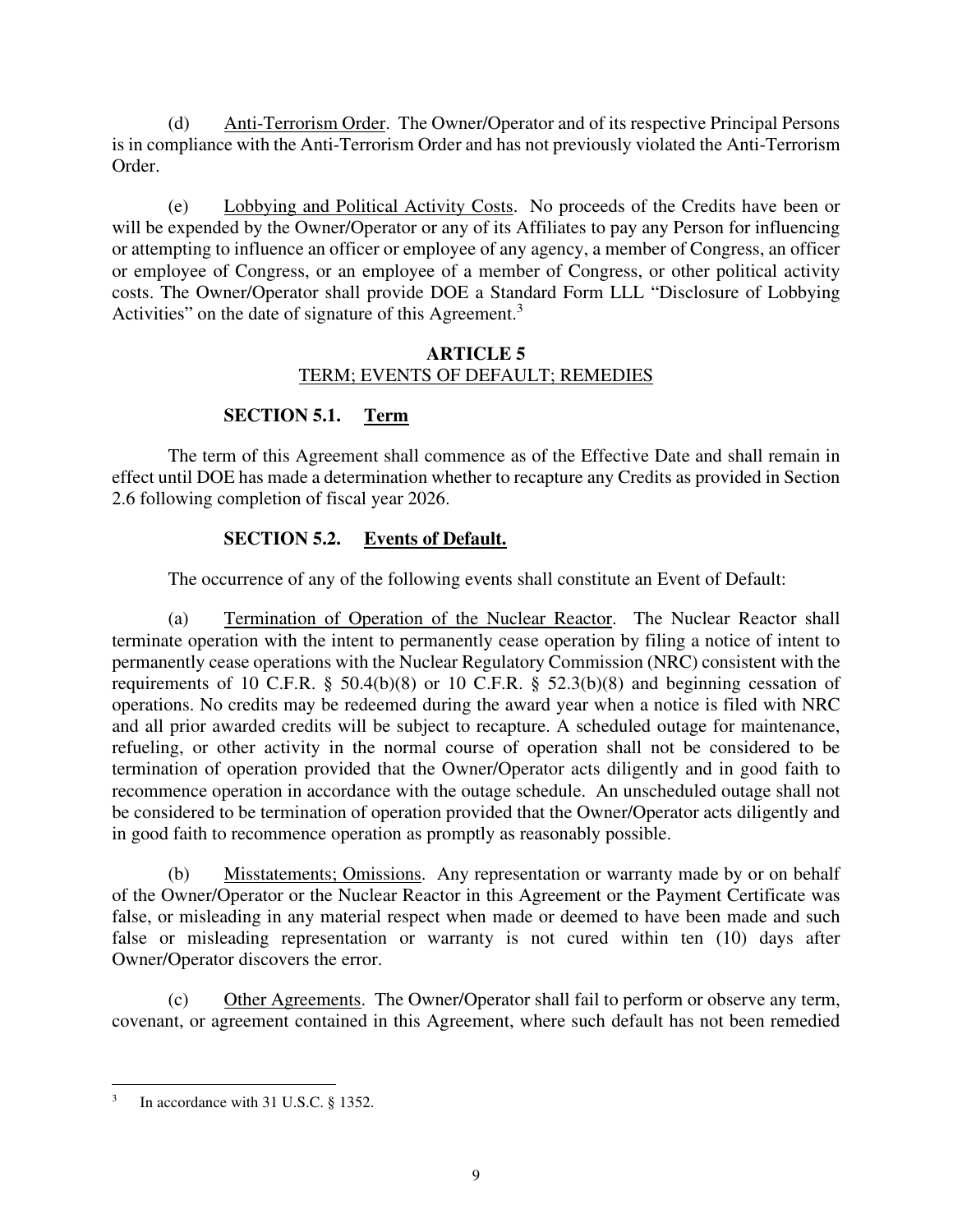(d) Anti-Terrorism Order. The Owner/Operator and of its respective Principal Persons is in compliance with the Anti-Terrorism Order and has not previously violated the Anti-Terrorism Order.

(e) Lobbying and Political Activity Costs. No proceeds of the Credits have been or will be expended by the Owner/Operator or any of its Affiliates to pay any Person for influencing or attempting to influence an officer or employee of any agency, a member of Congress, an officer or employee of Congress, or an employee of a member of Congress, or other political activity costs. The Owner/Operator shall provide DOE a Standard Form LLL "Disclosure of Lobbying Activities" on the date of signature of this Agreement.[3]

## ARTICLE 5
## TERM; EVENTS OF DEFAULT; REMEDIES

### SECTION 5.1. Term

The term of this Agreement shall commence as of the Effective Date and shall remain in effect until DOE has made a determination whether to recapture any Credits as provided in Section 2.6 following completion of fiscal year 2026.

### SECTION 5.2. Events of Default.

The occurrence of any of the following events shall constitute an Event of Default:

(a) Termination of Operation of the Nuclear Reactor. The Nuclear Reactor shall terminate operation with the intent to permanently cease operation by filing a notice of intent to permanently cease operations with the Nuclear Regulatory Commission (NRC) consistent with the requirements of 10 C.F.R. § 50.4(b)(8) or 10 C.F.R. § 52.3(b)(8) and beginning cessation of operations. No credits may be redeemed during the award year when a notice is filed with NRC and all prior awarded credits will be subject to recapture. A scheduled outage for maintenance, refueling, or other activity in the normal course of operation shall not be considered to be termination of operation provided that the Owner/Operator acts diligently and in good faith to recommence operation in accordance with the outage schedule. An unscheduled outage shall not be considered to be termination of operation provided that the Owner/Operator acts diligently and in good faith to recommence operation as promptly as reasonably possible.

(b) Misstatements; Omissions. Any representation or warranty made by or on behalf of the Owner/Operator or the Nuclear Reactor in this Agreement or the Payment Certificate was false, or misleading in any material respect when made or deemed to have been made and such false or misleading representation or warranty is not cured within ten (10) days after Owner/Operator discovers the error.

(c) Other Agreements. The Owner/Operator shall fail to perform or observe any term, covenant, or agreement contained in this Agreement, where such default has not been remedied

---

[3] In accordance with 31 U.S.C. § 1352.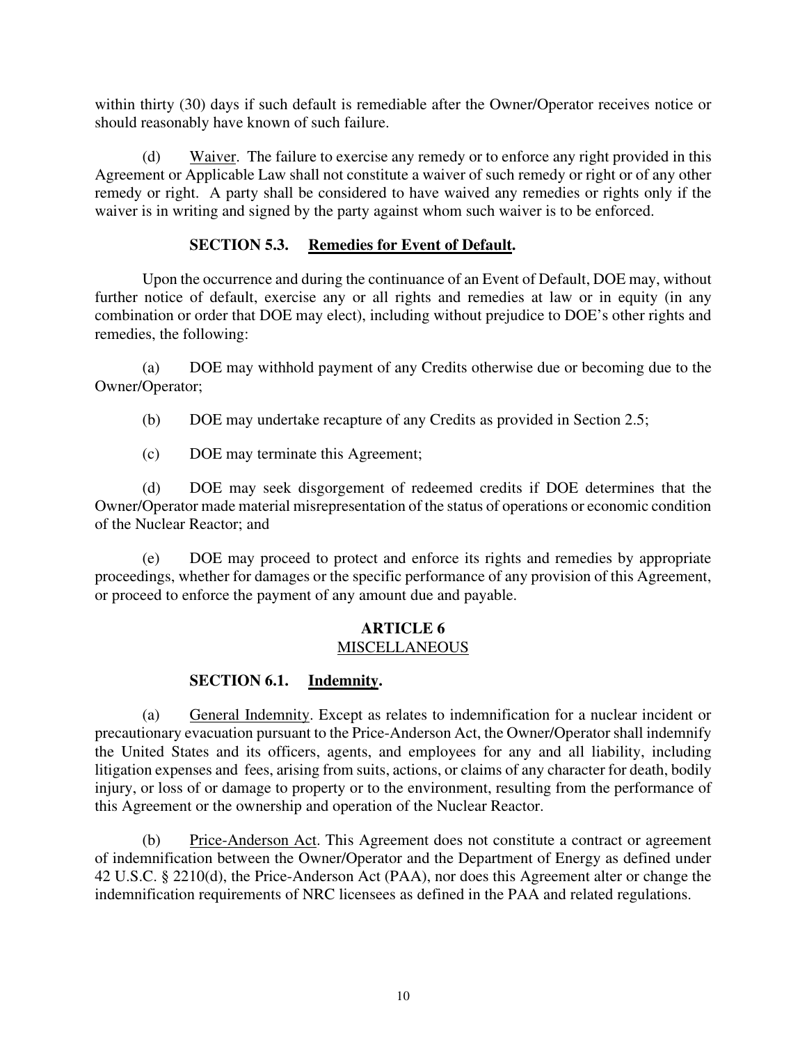within thirty (30) days if such default is remediable after the Owner/Operator receives notice or should reasonably have known of such failure.

(d) Waiver. The failure to exercise any remedy or to enforce any right provided in this Agreement or Applicable Law shall not constitute a waiver of such remedy or right or of any other remedy or right. A party shall be considered to have waived any remedies or rights only if the waiver is in writing and signed by the party against whom such waiver is to be enforced.

### SECTION 5.3. Remedies for Event of Default.

Upon the occurrence and during the continuance of an Event of Default, DOE may, without further notice of default, exercise any or all rights and remedies at law or in equity (in any combination or order that DOE may elect), including without prejudice to DOE's other rights and remedies, the following:

(a) DOE may withhold payment of any Credits otherwise due or becoming due to the Owner/Operator;

(b) DOE may undertake recapture of any Credits as provided in Section 2.5;

(c) DOE may terminate this Agreement;

(d) DOE may seek disgorgement of redeemed credits if DOE determines that the Owner/Operator made material misrepresentation of the status of operations or economic condition of the Nuclear Reactor; and

(e) DOE may proceed to protect and enforce its rights and remedies by appropriate proceedings, whether for damages or the specific performance of any provision of this Agreement, or proceed to enforce the payment of any amount due and payable.

## ARTICLE 6
## MISCELLANEOUS

### SECTION 6.1. Indemnity.

(a) General Indemnity. Except as relates to indemnification for a nuclear incident or precautionary evacuation pursuant to the Price-Anderson Act, the Owner/Operator shall indemnify the United States and its officers, agents, and employees for any and all liability, including litigation expenses and fees, arising from suits, actions, or claims of any character for death, bodily injury, or loss of or damage to property or to the environment, resulting from the performance of this Agreement or the ownership and operation of the Nuclear Reactor.

(b) Price-Anderson Act. This Agreement does not constitute a contract or agreement of indemnification between the Owner/Operator and the Department of Energy as defined under 42 U.S.C. § 2210(d), the Price-Anderson Act (PAA), nor does this Agreement alter or change the indemnification requirements of NRC licensees as defined in the PAA and related regulations.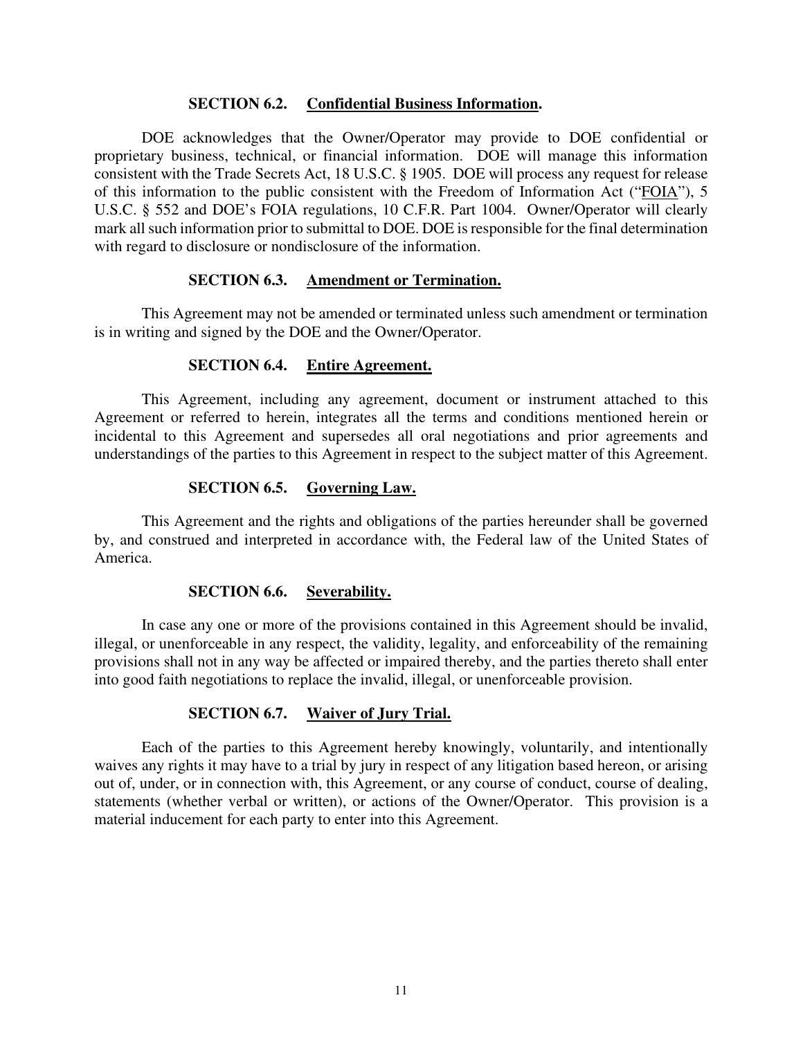**SECTION 6.2. Confidential Business Information.**

DOE acknowledges that the Owner/Operator may provide to DOE confidential or proprietary business, technical, or financial information. DOE will manage this information consistent with the Trade Secrets Act, 18 U.S.C. § 1905. DOE will process any request for release of this information to the public consistent with the Freedom of Information Act ("FOIA"), 5 U.S.C. § 552 and DOE's FOIA regulations, 10 C.F.R. Part 1004. Owner/Operator will clearly mark all such information prior to submittal to DOE. DOE is responsible for the final determination with regard to disclosure or nondisclosure of the information.

**SECTION 6.3. Amendment or Termination.**

This Agreement may not be amended or terminated unless such amendment or termination is in writing and signed by the DOE and the Owner/Operator.

**SECTION 6.4. Entire Agreement.**

This Agreement, including any agreement, document or instrument attached to this Agreement or referred to herein, integrates all the terms and conditions mentioned herein or incidental to this Agreement and supersedes all oral negotiations and prior agreements and understandings of the parties to this Agreement in respect to the subject matter of this Agreement.

**SECTION 6.5. Governing Law.**

This Agreement and the rights and obligations of the parties hereunder shall be governed by, and construed and interpreted in accordance with, the Federal law of the United States of America.

**SECTION 6.6. Severability.**

In case any one or more of the provisions contained in this Agreement should be invalid, illegal, or unenforceable in any respect, the validity, legality, and enforceability of the remaining provisions shall not in any way be affected or impaired thereby, and the parties thereto shall enter into good faith negotiations to replace the invalid, illegal, or unenforceable provision.

**SECTION 6.7. Waiver of Jury Trial.**

Each of the parties to this Agreement hereby knowingly, voluntarily, and intentionally waives any rights it may have to a trial by jury in respect of any litigation based hereon, or arising out of, under, or in connection with, this Agreement, or any course of conduct, course of dealing, statements (whether verbal or written), or actions of the Owner/Operator. This provision is a material inducement for each party to enter into this Agreement.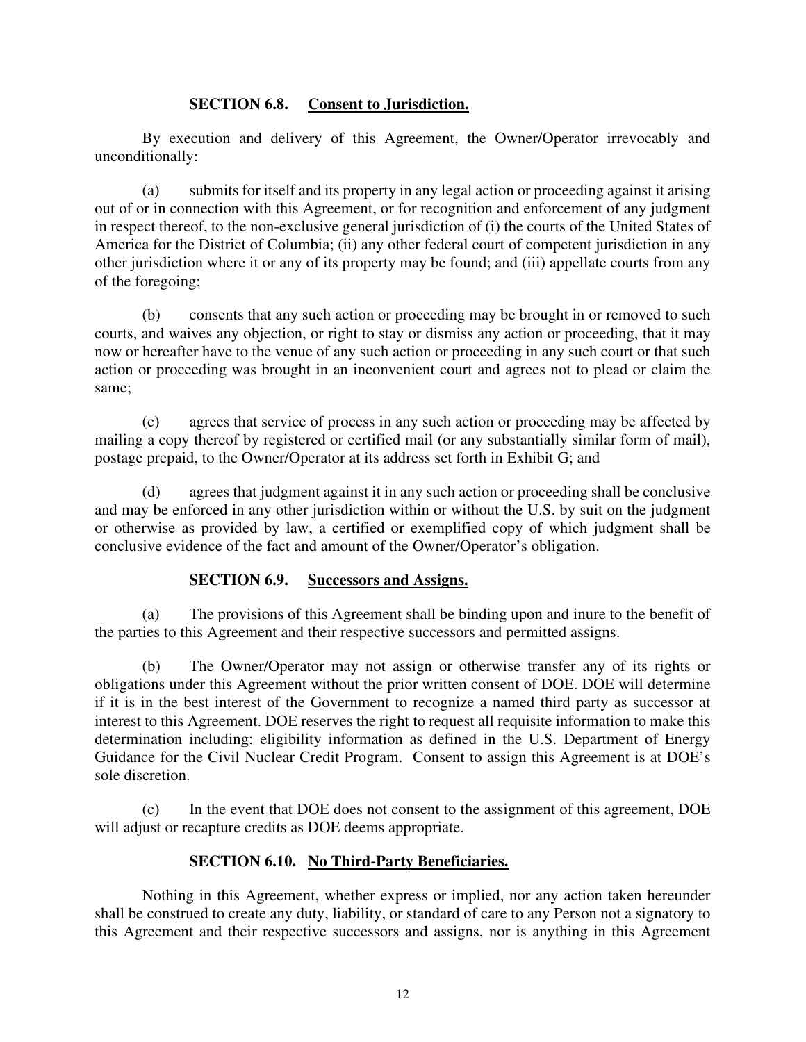**SECTION 6.8. <u>Consent to Jurisdiction.</u>**

By execution and delivery of this Agreement, the Owner/Operator irrevocably and unconditionally:

(a) submits for itself and its property in any legal action or proceeding against it arising out of or in connection with this Agreement, or for recognition and enforcement of any judgment in respect thereof, to the non-exclusive general jurisdiction of (i) the courts of the United States of America for the District of Columbia; (ii) any other federal court of competent jurisdiction in any other jurisdiction where it or any of its property may be found; and (iii) appellate courts from any of the foregoing;

(b) consents that any such action or proceeding may be brought in or removed to such courts, and waives any objection, or right to stay or dismiss any action or proceeding, that it may now or hereafter have to the venue of any such action or proceeding in any such court or that such action or proceeding was brought in an inconvenient court and agrees not to plead or claim the same;

(c) agrees that service of process in any such action or proceeding may be affected by mailing a copy thereof by registered or certified mail (or any substantially similar form of mail), postage prepaid, to the Owner/Operator at its address set forth in <u>Exhibit G</u>; and

(d) agrees that judgment against it in any such action or proceeding shall be conclusive and may be enforced in any other jurisdiction within or without the U.S. by suit on the judgment or otherwise as provided by law, a certified or exemplified copy of which judgment shall be conclusive evidence of the fact and amount of the Owner/Operator's obligation.

**SECTION 6.9. <u>Successors and Assigns.</u>**

(a) The provisions of this Agreement shall be binding upon and inure to the benefit of the parties to this Agreement and their respective successors and permitted assigns.

(b) The Owner/Operator may not assign or otherwise transfer any of its rights or obligations under this Agreement without the prior written consent of DOE. DOE will determine if it is in the best interest of the Government to recognize a named third party as successor at interest to this Agreement. DOE reserves the right to request all requisite information to make this determination including: eligibility information as defined in the U.S. Department of Energy Guidance for the Civil Nuclear Credit Program. Consent to assign this Agreement is at DOE's sole discretion.

(c) In the event that DOE does not consent to the assignment of this agreement, DOE will adjust or recapture credits as DOE deems appropriate.

**SECTION 6.10. <u>No Third-Party Beneficiaries.</u>**

Nothing in this Agreement, whether express or implied, nor any action taken hereunder shall be construed to create any duty, liability, or standard of care to any Person not a signatory to this Agreement and their respective successors and assigns, nor is anything in this Agreement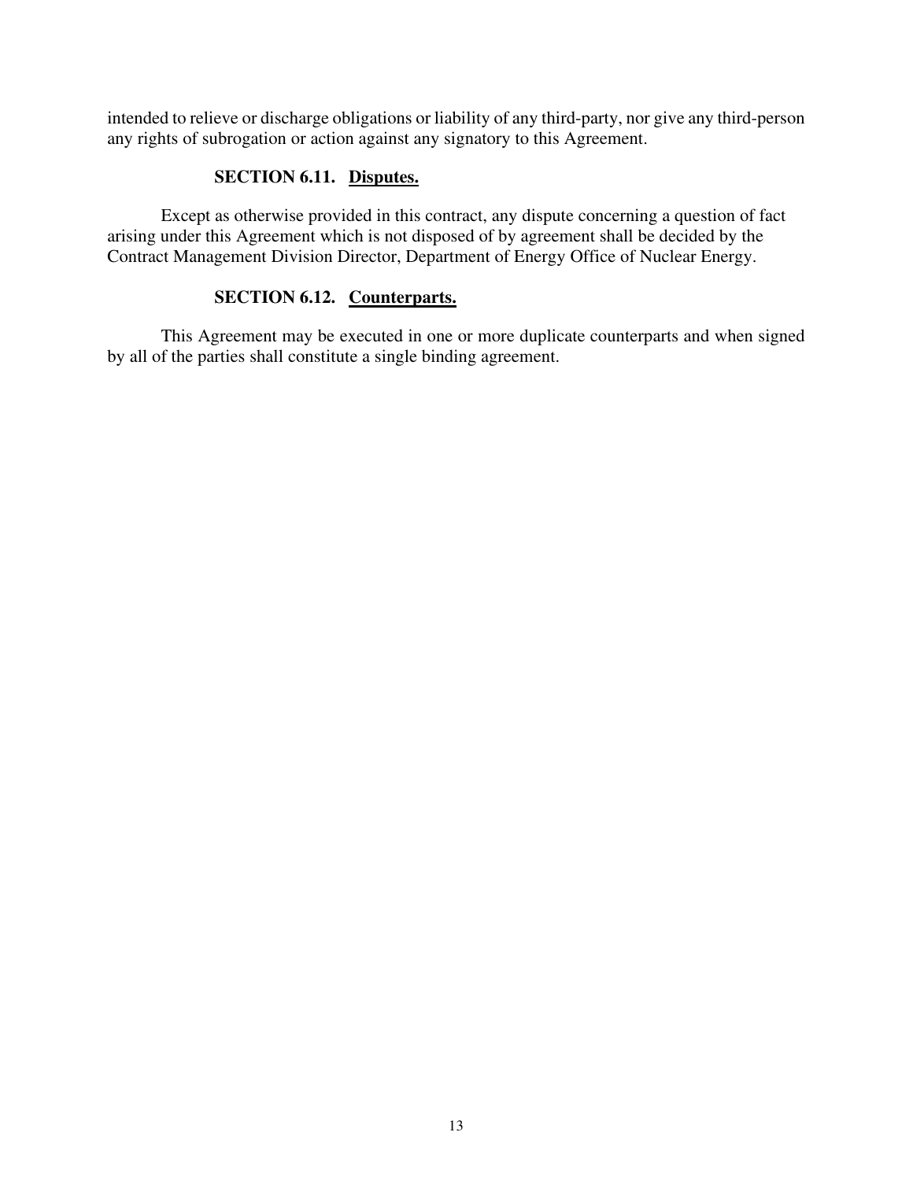intended to relieve or discharge obligations or liability of any third-party, nor give any third-person any rights of subrogation or action against any signatory to this Agreement.

### SECTION 6.11. Disputes.

Except as otherwise provided in this contract, any dispute concerning a question of fact arising under this Agreement which is not disposed of by agreement shall be decided by the Contract Management Division Director, Department of Energy Office of Nuclear Energy.

### SECTION 6.12. Counterparts.

This Agreement may be executed in one or more duplicate counterparts and when signed by all of the parties shall constitute a single binding agreement.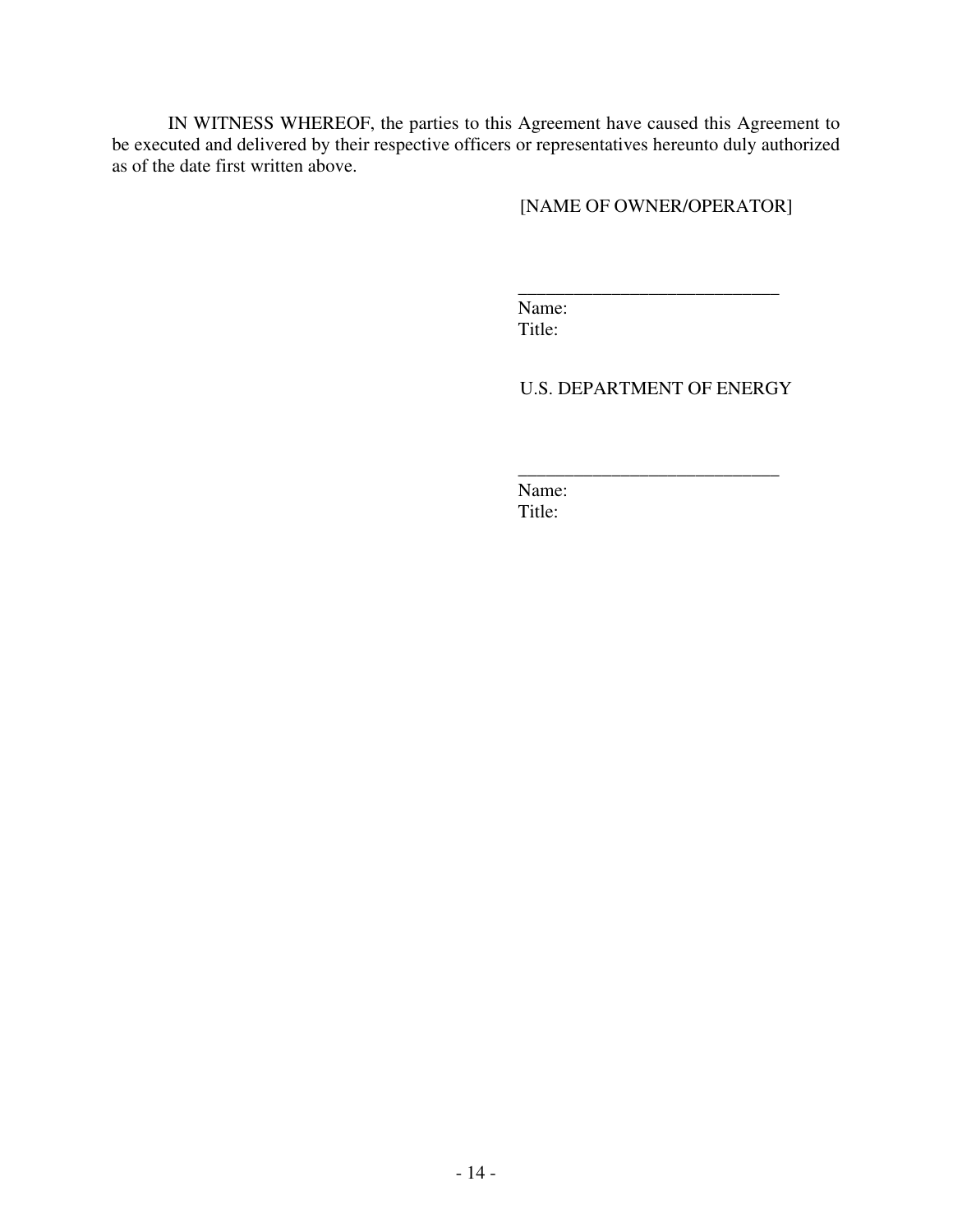IN WITNESS WHEREOF, the parties to this Agreement have caused this Agreement to be executed and delivered by their respective officers or representatives hereunto duly authorized as of the date first written above.

[NAME OF OWNER/OPERATOR]

____________________________
Name:
Title:

U.S. DEPARTMENT OF ENERGY

____________________________
Name:
Title: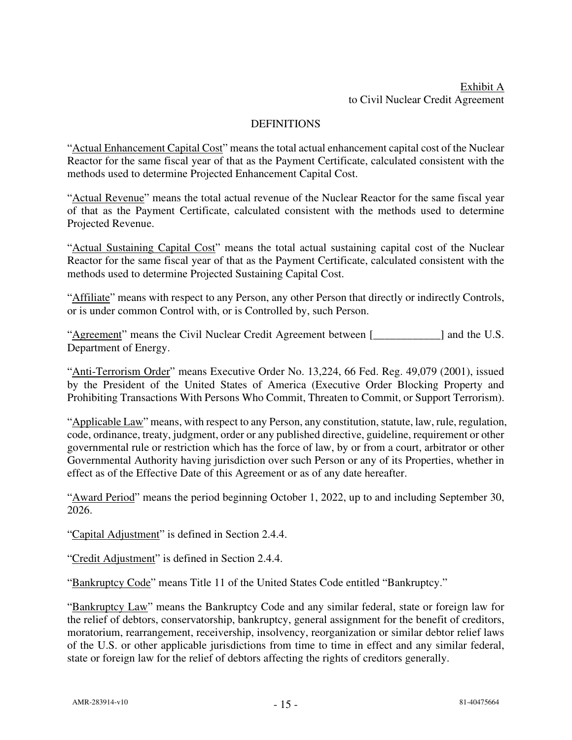Exhibit A
to Civil Nuclear Credit Agreement

# DEFINITIONS

"Actual Enhancement Capital Cost" means the total actual enhancement capital cost of the Nuclear Reactor for the same fiscal year of that as the Payment Certificate, calculated consistent with the methods used to determine Projected Enhancement Capital Cost.

"Actual Revenue" means the total actual revenue of the Nuclear Reactor for the same fiscal year of that as the Payment Certificate, calculated consistent with the methods used to determine Projected Revenue.

"Actual Sustaining Capital Cost" means the total actual sustaining capital cost of the Nuclear Reactor for the same fiscal year of that as the Payment Certificate, calculated consistent with the methods used to determine Projected Sustaining Capital Cost.

"Affiliate" means with respect to any Person, any other Person that directly or indirectly Controls, or is under common Control with, or is Controlled by, such Person.

"Agreement" means the Civil Nuclear Credit Agreement between [____________] and the U.S. Department of Energy.

"Anti-Terrorism Order" means Executive Order No. 13,224, 66 Fed. Reg. 49,079 (2001), issued by the President of the United States of America (Executive Order Blocking Property and Prohibiting Transactions With Persons Who Commit, Threaten to Commit, or Support Terrorism).

"Applicable Law" means, with respect to any Person, any constitution, statute, law, rule, regulation, code, ordinance, treaty, judgment, order or any published directive, guideline, requirement or other governmental rule or restriction which has the force of law, by or from a court, arbitrator or other Governmental Authority having jurisdiction over such Person or any of its Properties, whether in effect as of the Effective Date of this Agreement or as of any date hereafter.

"Award Period" means the period beginning October 1, 2022, up to and including September 30, 2026.

"Capital Adjustment" is defined in Section 2.4.4.

"Credit Adjustment" is defined in Section 2.4.4.

"Bankruptcy Code" means Title 11 of the United States Code entitled "Bankruptcy."

"Bankruptcy Law" means the Bankruptcy Code and any similar federal, state or foreign law for the relief of debtors, conservatorship, bankruptcy, general assignment for the benefit of creditors, moratorium, rearrangement, receivership, insolvency, reorganization or similar debtor relief laws of the U.S. or other applicable jurisdictions from time to time in effect and any similar federal, state or foreign law for the relief of debtors affecting the rights of creditors generally.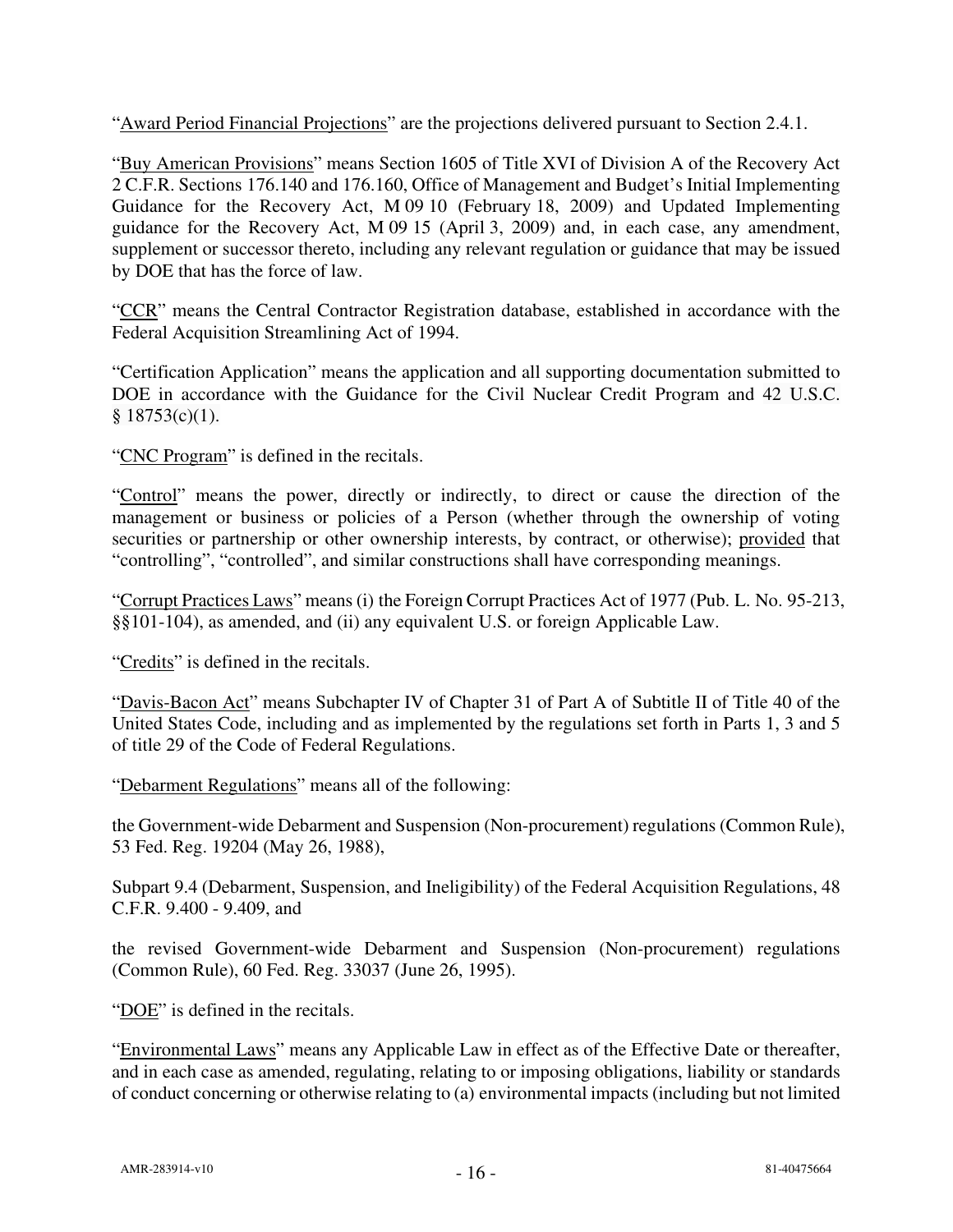"Award Period Financial Projections" are the projections delivered pursuant to Section 2.4.1.

"Buy American Provisions" means Section 1605 of Title XVI of Division A of the Recovery Act 2 C.F.R. Sections 176.140 and 176.160, Office of Management and Budget's Initial Implementing Guidance for the Recovery Act, M 09 10 (February 18, 2009) and Updated Implementing guidance for the Recovery Act, M 09 15 (April 3, 2009) and, in each case, any amendment, supplement or successor thereto, including any relevant regulation or guidance that may be issued by DOE that has the force of law.

"CCR" means the Central Contractor Registration database, established in accordance with the Federal Acquisition Streamlining Act of 1994.

"Certification Application" means the application and all supporting documentation submitted to DOE in accordance with the Guidance for the Civil Nuclear Credit Program and 42 U.S.C. § 18753(c)(1).

"CNC Program" is defined in the recitals.

"Control" means the power, directly or indirectly, to direct or cause the direction of the management or business or policies of a Person (whether through the ownership of voting securities or partnership or other ownership interests, by contract, or otherwise); provided that "controlling", "controlled", and similar constructions shall have corresponding meanings.

"Corrupt Practices Laws" means (i) the Foreign Corrupt Practices Act of 1977 (Pub. L. No. 95-213, §§101-104), as amended, and (ii) any equivalent U.S. or foreign Applicable Law.

"Credits" is defined in the recitals.

"Davis-Bacon Act" means Subchapter IV of Chapter 31 of Part A of Subtitle II of Title 40 of the United States Code, including and as implemented by the regulations set forth in Parts 1, 3 and 5 of title 29 of the Code of Federal Regulations.

"Debarment Regulations" means all of the following:

the Government-wide Debarment and Suspension (Non-procurement) regulations (Common Rule), 53 Fed. Reg. 19204 (May 26, 1988),

Subpart 9.4 (Debarment, Suspension, and Ineligibility) of the Federal Acquisition Regulations, 48 C.F.R. 9.400 - 9.409, and

the revised Government-wide Debarment and Suspension (Non-procurement) regulations (Common Rule), 60 Fed. Reg. 33037 (June 26, 1995).

"DOE" is defined in the recitals.

"Environmental Laws" means any Applicable Law in effect as of the Effective Date or thereafter, and in each case as amended, regulating, relating to or imposing obligations, liability or standards of conduct concerning or otherwise relating to (a) environmental impacts (including but not limited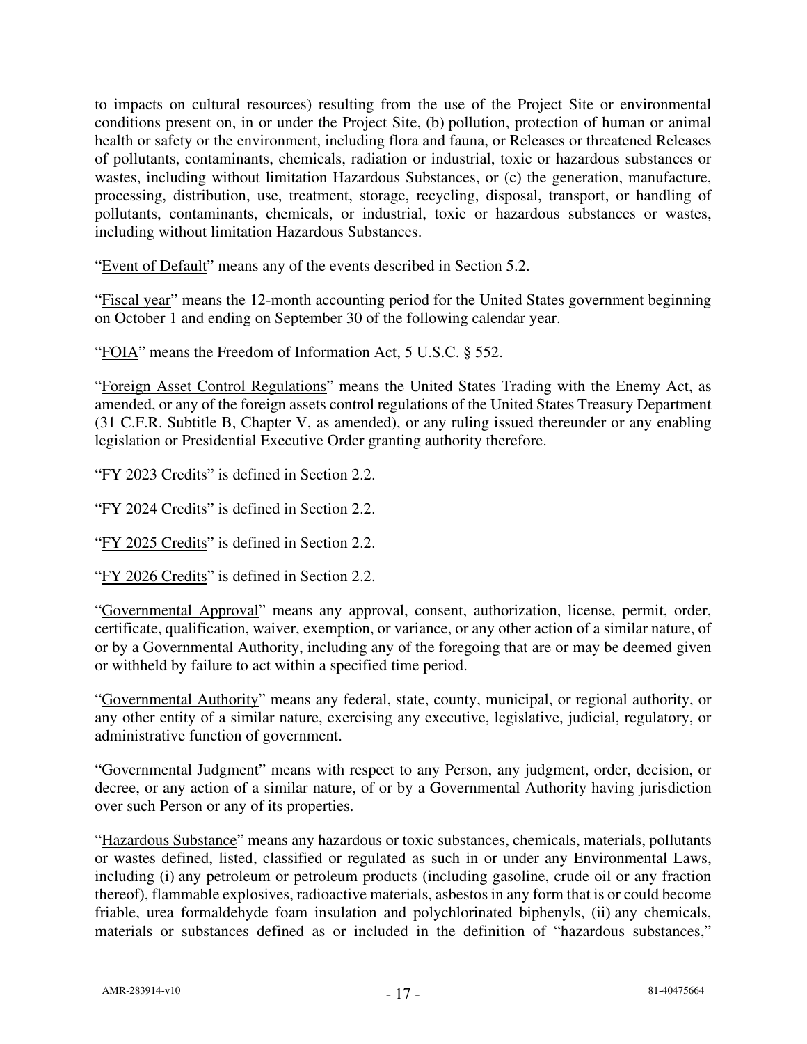to impacts on cultural resources) resulting from the use of the Project Site or environmental conditions present on, in or under the Project Site, (b) pollution, protection of human or animal health or safety or the environment, including flora and fauna, or Releases or threatened Releases of pollutants, contaminants, chemicals, radiation or industrial, toxic or hazardous substances or wastes, including without limitation Hazardous Substances, or (c) the generation, manufacture, processing, distribution, use, treatment, storage, recycling, disposal, transport, or handling of pollutants, contaminants, chemicals, or industrial, toxic or hazardous substances or wastes, including without limitation Hazardous Substances.

"Event of Default" means any of the events described in Section 5.2.

"Fiscal year" means the 12-month accounting period for the United States government beginning on October 1 and ending on September 30 of the following calendar year.

"FOIA" means the Freedom of Information Act, 5 U.S.C. § 552.

"Foreign Asset Control Regulations" means the United States Trading with the Enemy Act, as amended, or any of the foreign assets control regulations of the United States Treasury Department (31 C.F.R. Subtitle B, Chapter V, as amended), or any ruling issued thereunder or any enabling legislation or Presidential Executive Order granting authority therefore.

"FY 2023 Credits" is defined in Section 2.2.

"FY 2024 Credits" is defined in Section 2.2.

"FY 2025 Credits" is defined in Section 2.2.

"FY 2026 Credits" is defined in Section 2.2.

"Governmental Approval" means any approval, consent, authorization, license, permit, order, certificate, qualification, waiver, exemption, or variance, or any other action of a similar nature, of or by a Governmental Authority, including any of the foregoing that are or may be deemed given or withheld by failure to act within a specified time period.

"Governmental Authority" means any federal, state, county, municipal, or regional authority, or any other entity of a similar nature, exercising any executive, legislative, judicial, regulatory, or administrative function of government.

"Governmental Judgment" means with respect to any Person, any judgment, order, decision, or decree, or any action of a similar nature, of or by a Governmental Authority having jurisdiction over such Person or any of its properties.

"Hazardous Substance" means any hazardous or toxic substances, chemicals, materials, pollutants or wastes defined, listed, classified or regulated as such in or under any Environmental Laws, including (i) any petroleum or petroleum products (including gasoline, crude oil or any fraction thereof), flammable explosives, radioactive materials, asbestos in any form that is or could become friable, urea formaldehyde foam insulation and polychlorinated biphenyls, (ii) any chemicals, materials or substances defined as or included in the definition of "hazardous substances,"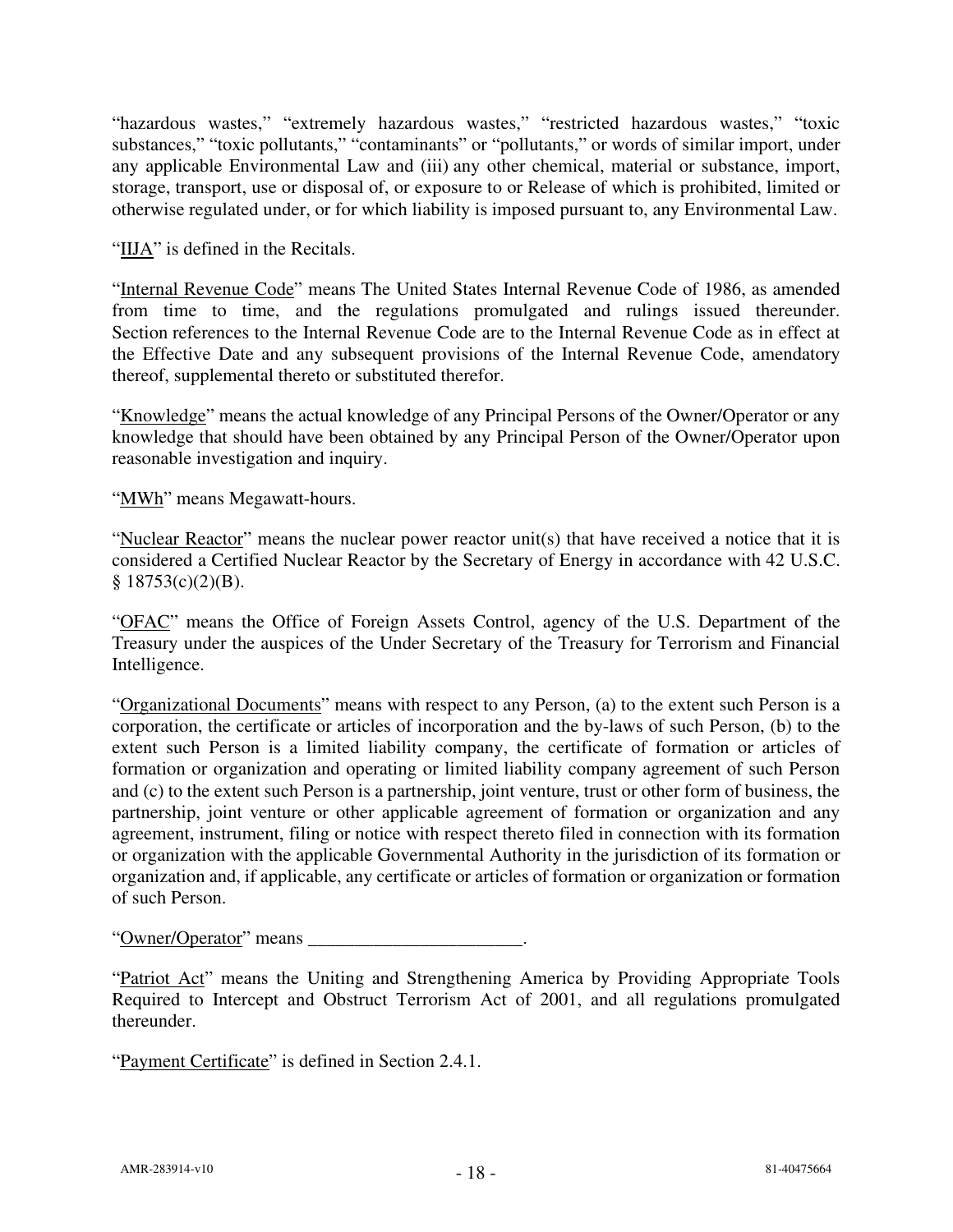"hazardous wastes," "extremely hazardous wastes," "restricted hazardous wastes," "toxic substances," "toxic pollutants," "contaminants" or "pollutants," or words of similar import, under any applicable Environmental Law and (iii) any other chemical, material or substance, import, storage, transport, use or disposal of, or exposure to or Release of which is prohibited, limited or otherwise regulated under, or for which liability is imposed pursuant to, any Environmental Law.

"IIJA" is defined in the Recitals.

"Internal Revenue Code" means The United States Internal Revenue Code of 1986, as amended from time to time, and the regulations promulgated and rulings issued thereunder. Section references to the Internal Revenue Code are to the Internal Revenue Code as in effect at the Effective Date and any subsequent provisions of the Internal Revenue Code, amendatory thereof, supplemental thereto or substituted therefor.

"Knowledge" means the actual knowledge of any Principal Persons of the Owner/Operator or any knowledge that should have been obtained by any Principal Person of the Owner/Operator upon reasonable investigation and inquiry.

"MWh" means Megawatt-hours.

"Nuclear Reactor" means the nuclear power reactor unit(s) that have received a notice that it is considered a Certified Nuclear Reactor by the Secretary of Energy in accordance with 42 U.S.C. § 18753(c)(2)(B).

"OFAC" means the Office of Foreign Assets Control, agency of the U.S. Department of the Treasury under the auspices of the Under Secretary of the Treasury for Terrorism and Financial Intelligence.

"Organizational Documents" means with respect to any Person, (a) to the extent such Person is a corporation, the certificate or articles of incorporation and the by-laws of such Person, (b) to the extent such Person is a limited liability company, the certificate of formation or articles of formation or organization and operating or limited liability company agreement of such Person and (c) to the extent such Person is a partnership, joint venture, trust or other form of business, the partnership, joint venture or other applicable agreement of formation or organization and any agreement, instrument, filing or notice with respect thereto filed in connection with its formation or organization with the applicable Governmental Authority in the jurisdiction of its formation or organization and, if applicable, any certificate or articles of formation or organization or formation of such Person.

"Owner/Operator" means _______________________.

"Patriot Act" means the Uniting and Strengthening America by Providing Appropriate Tools Required to Intercept and Obstruct Terrorism Act of 2001, and all regulations promulgated thereunder.

"Payment Certificate" is defined in Section 2.4.1.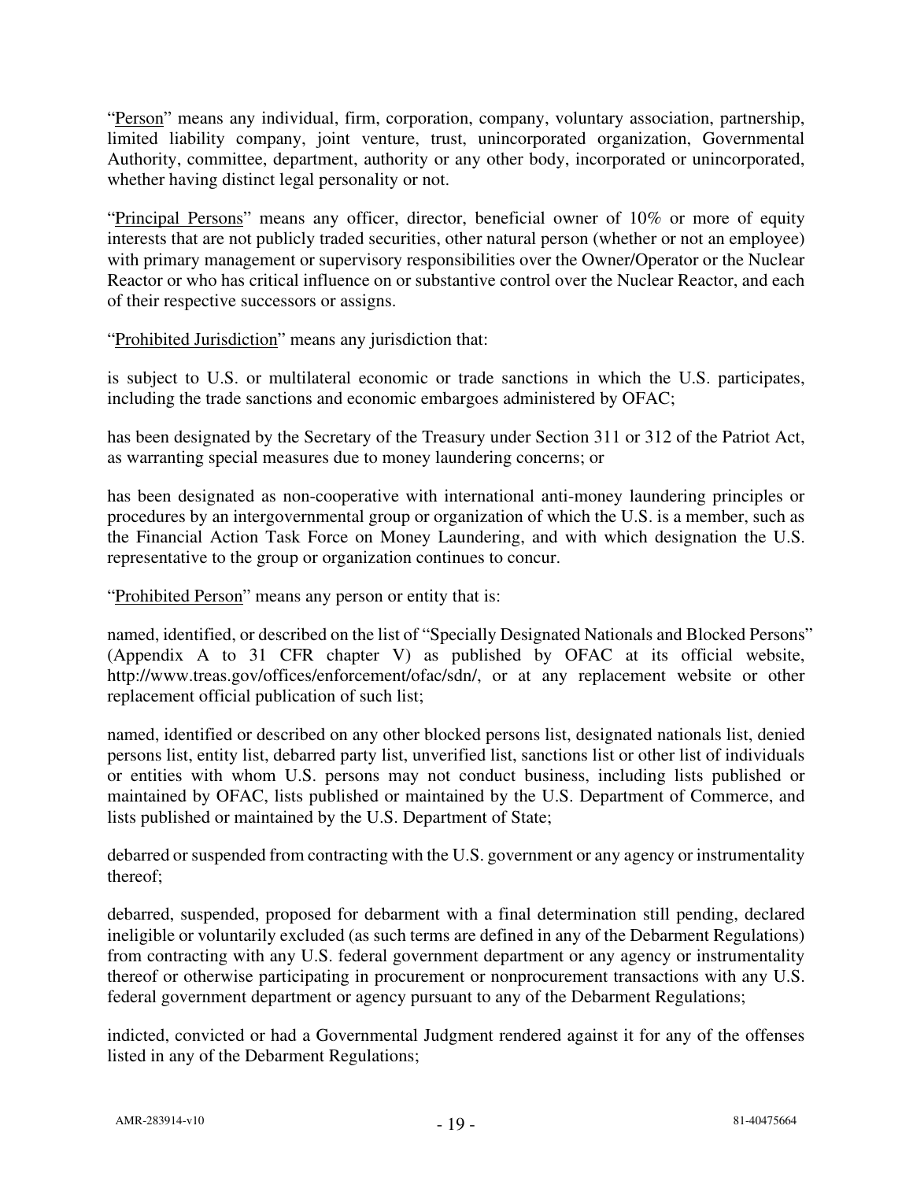"Person" means any individual, firm, corporation, company, voluntary association, partnership, limited liability company, joint venture, trust, unincorporated organization, Governmental Authority, committee, department, authority or any other body, incorporated or unincorporated, whether having distinct legal personality or not.

"Principal Persons" means any officer, director, beneficial owner of 10% or more of equity interests that are not publicly traded securities, other natural person (whether or not an employee) with primary management or supervisory responsibilities over the Owner/Operator or the Nuclear Reactor or who has critical influence on or substantive control over the Nuclear Reactor, and each of their respective successors or assigns.

"Prohibited Jurisdiction" means any jurisdiction that:

is subject to U.S. or multilateral economic or trade sanctions in which the U.S. participates, including the trade sanctions and economic embargoes administered by OFAC;

has been designated by the Secretary of the Treasury under Section 311 or 312 of the Patriot Act, as warranting special measures due to money laundering concerns; or

has been designated as non-cooperative with international anti-money laundering principles or procedures by an intergovernmental group or organization of which the U.S. is a member, such as the Financial Action Task Force on Money Laundering, and with which designation the U.S. representative to the group or organization continues to concur.

"Prohibited Person" means any person or entity that is:

named, identified, or described on the list of "Specially Designated Nationals and Blocked Persons" (Appendix A to 31 CFR chapter V) as published by OFAC at its official website, http://www.treas.gov/offices/enforcement/ofac/sdn/, or at any replacement website or other replacement official publication of such list;

named, identified or described on any other blocked persons list, designated nationals list, denied persons list, entity list, debarred party list, unverified list, sanctions list or other list of individuals or entities with whom U.S. persons may not conduct business, including lists published or maintained by OFAC, lists published or maintained by the U.S. Department of Commerce, and lists published or maintained by the U.S. Department of State;

debarred or suspended from contracting with the U.S. government or any agency or instrumentality thereof;

debarred, suspended, proposed for debarment with a final determination still pending, declared ineligible or voluntarily excluded (as such terms are defined in any of the Debarment Regulations) from contracting with any U.S. federal government department or any agency or instrumentality thereof or otherwise participating in procurement or nonprocurement transactions with any U.S. federal government department or agency pursuant to any of the Debarment Regulations;

indicted, convicted or had a Governmental Judgment rendered against it for any of the offenses listed in any of the Debarment Regulations;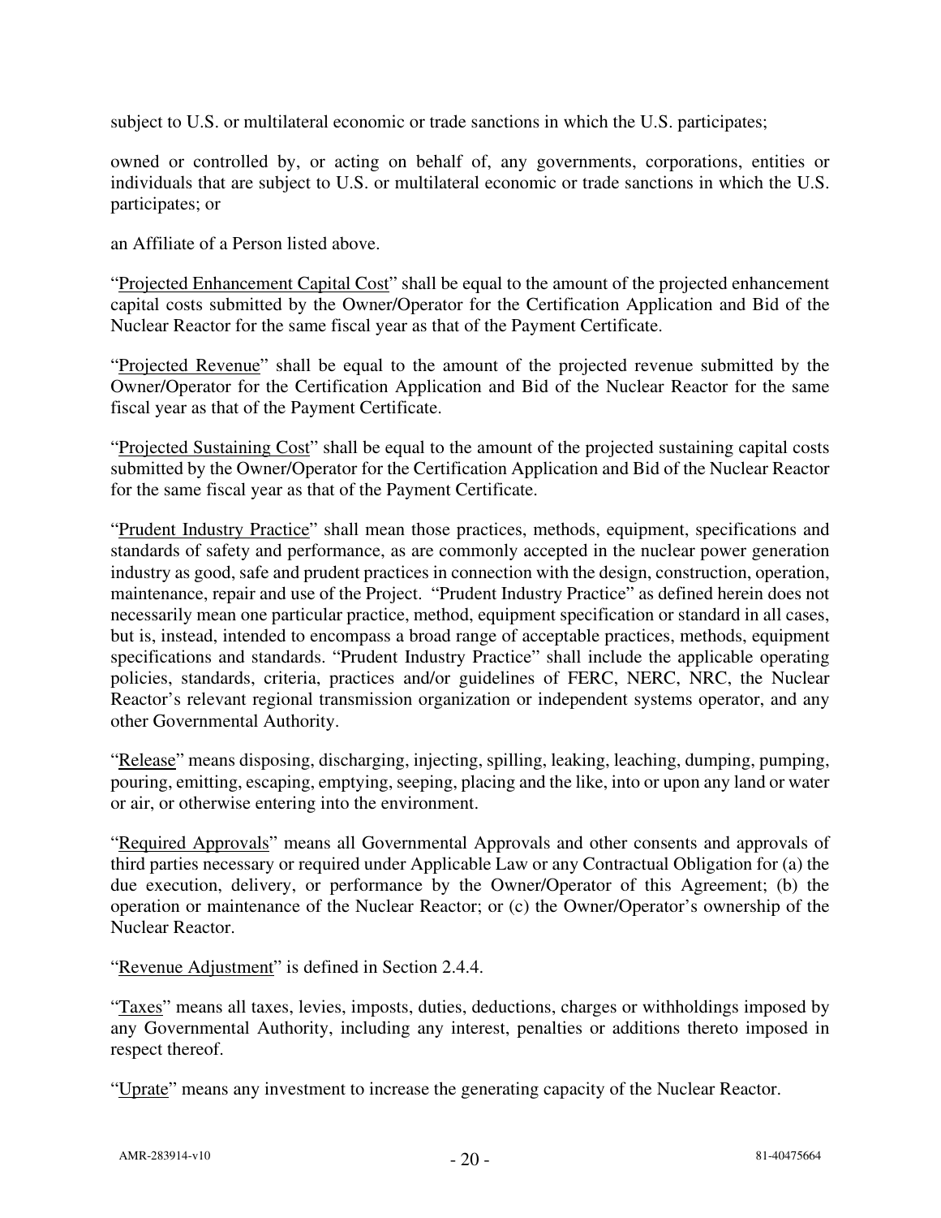subject to U.S. or multilateral economic or trade sanctions in which the U.S. participates;

owned or controlled by, or acting on behalf of, any governments, corporations, entities or individuals that are subject to U.S. or multilateral economic or trade sanctions in which the U.S. participates; or

an Affiliate of a Person listed above.

"Projected Enhancement Capital Cost" shall be equal to the amount of the projected enhancement capital costs submitted by the Owner/Operator for the Certification Application and Bid of the Nuclear Reactor for the same fiscal year as that of the Payment Certificate.

"Projected Revenue" shall be equal to the amount of the projected revenue submitted by the Owner/Operator for the Certification Application and Bid of the Nuclear Reactor for the same fiscal year as that of the Payment Certificate.

"Projected Sustaining Cost" shall be equal to the amount of the projected sustaining capital costs submitted by the Owner/Operator for the Certification Application and Bid of the Nuclear Reactor for the same fiscal year as that of the Payment Certificate.

"Prudent Industry Practice" shall mean those practices, methods, equipment, specifications and standards of safety and performance, as are commonly accepted in the nuclear power generation industry as good, safe and prudent practices in connection with the design, construction, operation, maintenance, repair and use of the Project. "Prudent Industry Practice" as defined herein does not necessarily mean one particular practice, method, equipment specification or standard in all cases, but is, instead, intended to encompass a broad range of acceptable practices, methods, equipment specifications and standards. "Prudent Industry Practice" shall include the applicable operating policies, standards, criteria, practices and/or guidelines of FERC, NERC, NRC, the Nuclear Reactor's relevant regional transmission organization or independent systems operator, and any other Governmental Authority.

"Release" means disposing, discharging, injecting, spilling, leaking, leaching, dumping, pumping, pouring, emitting, escaping, emptying, seeping, placing and the like, into or upon any land or water or air, or otherwise entering into the environment.

"Required Approvals" means all Governmental Approvals and other consents and approvals of third parties necessary or required under Applicable Law or any Contractual Obligation for (a) the due execution, delivery, or performance by the Owner/Operator of this Agreement; (b) the operation or maintenance of the Nuclear Reactor; or (c) the Owner/Operator's ownership of the Nuclear Reactor.

"Revenue Adjustment" is defined in Section 2.4.4.

"Taxes" means all taxes, levies, imposts, duties, deductions, charges or withholdings imposed by any Governmental Authority, including any interest, penalties or additions thereto imposed in respect thereof.

"Uprate" means any investment to increase the generating capacity of the Nuclear Reactor.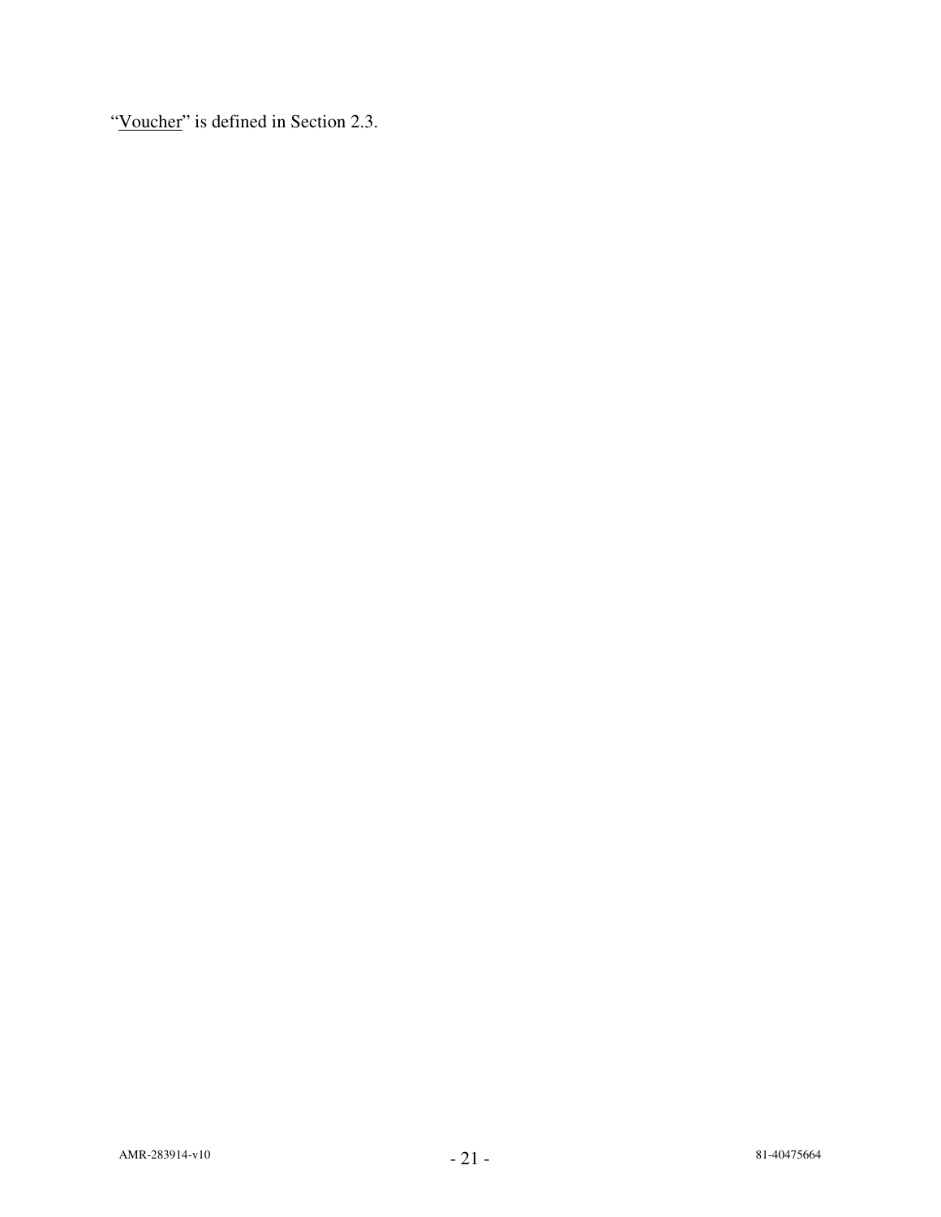"Voucher" is defined in Section 2.3.